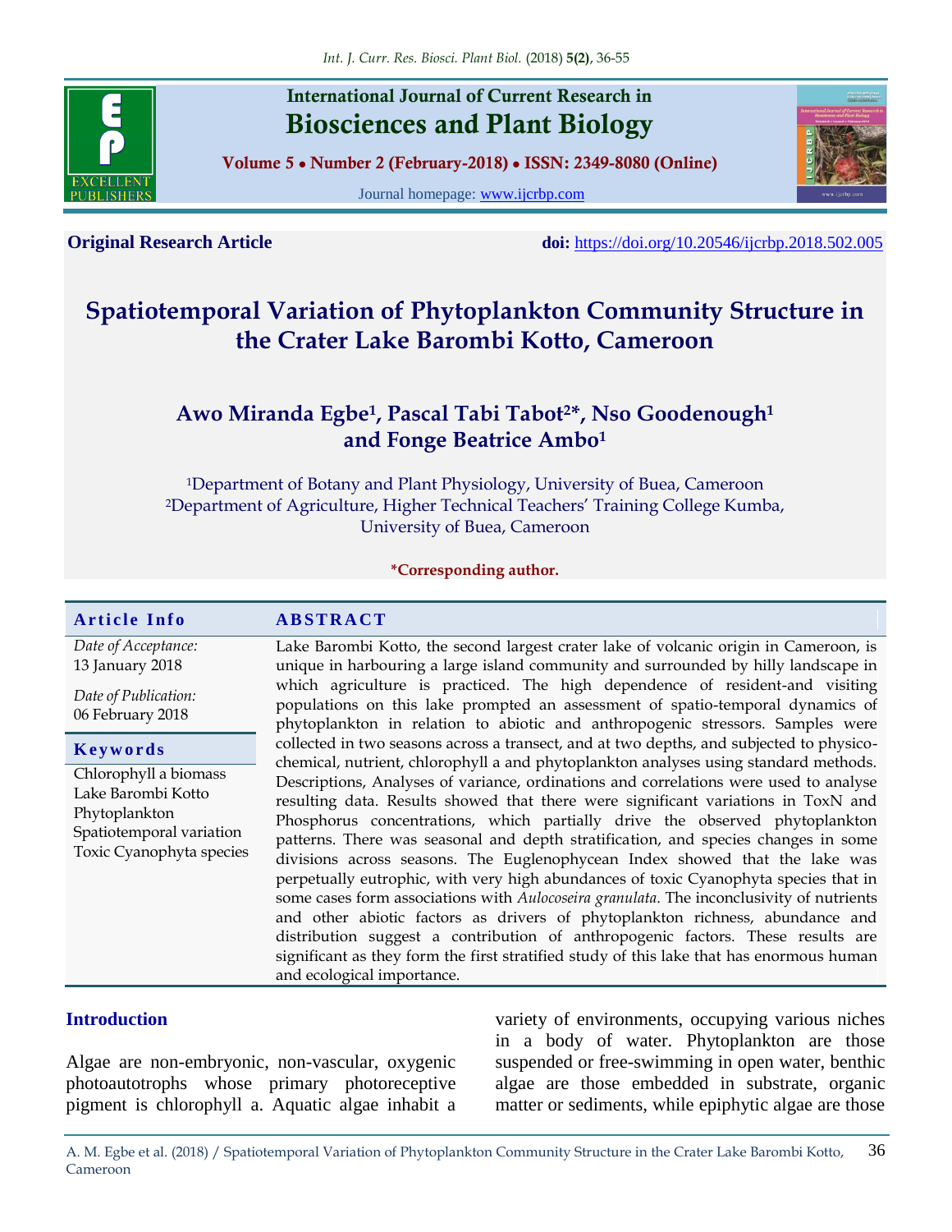International Journal of Current Research in
Biosciences and Plant Biology

Volume 5 • Number 2 (February-2018) • ISSN: 2349-8080 (Online)

Journal homepage: www.ijcrbp.com

**Original Research Article** **doi:** https://doi.org/10.20546/ijcrbp.2018.502.005

# Spatiotemporal Variation of Phytoplankton Community Structure in the Crater Lake Barombi Kotto, Cameroon

**Awo Miranda Egbe[1], Pascal Tabi Tabot[2]*, Nso Goodenough[1] and Fonge Beatrice Ambo[1]**

[1]Department of Botany and Plant Physiology, University of Buea, Cameroon
[2]Department of Agriculture, Higher Technical Teachers' Training College Kumba, University of Buea, Cameroon

***Corresponding author.**

**Article Info**

*Date of Acceptance:*
13 January 2018

*Date of Publication:*
06 February 2018

**Keywords**

Chlorophyll a biomass
Lake Barombi Kotto
Phytoplankton
Spatiotemporal variation
Toxic Cyanophyta species

**ABSTRACT**

Lake Barombi Kotto, the second largest crater lake of volcanic origin in Cameroon, is unique in harbouring a large island community and surrounded by hilly landscape in which agriculture is practiced. The high dependence of resident-and visiting populations on this lake prompted an assessment of spatio-temporal dynamics of phytoplankton in relation to abiotic and anthropogenic stressors. Samples were collected in two seasons across a transect, and at two depths, and subjected to physico-chemical, nutrient, chlorophyll a and phytoplankton analyses using standard methods. Descriptions, Analyses of variance, ordinations and correlations were used to analyse resulting data. Results showed that there were significant variations in ToxN and Phosphorus concentrations, which partially drive the observed phytoplankton patterns. There was seasonal and depth stratification, and species changes in some divisions across seasons. The Euglenophycean Index showed that the lake was perpetually eutrophic, with very high abundances of toxic Cyanophyta species that in some cases form associations with *Aulocoseira granulata*. The inconclusivity of nutrients and other abiotic factors as drivers of phytoplankton richness, abundance and distribution suggest a contribution of anthropogenic factors. These results are significant as they form the first stratified study of this lake that has enormous human and ecological importance.

## Introduction

Algae are non-embryonic, non-vascular, oxygenic photoautotrophs whose primary photoreceptive pigment is chlorophyll a. Aquatic algae inhabit a variety of environments, occupying various niches in a body of water. Phytoplankton are those suspended or free-swimming in open water, benthic algae are those embedded in substrate, organic matter or sediments, while epiphytic algae are those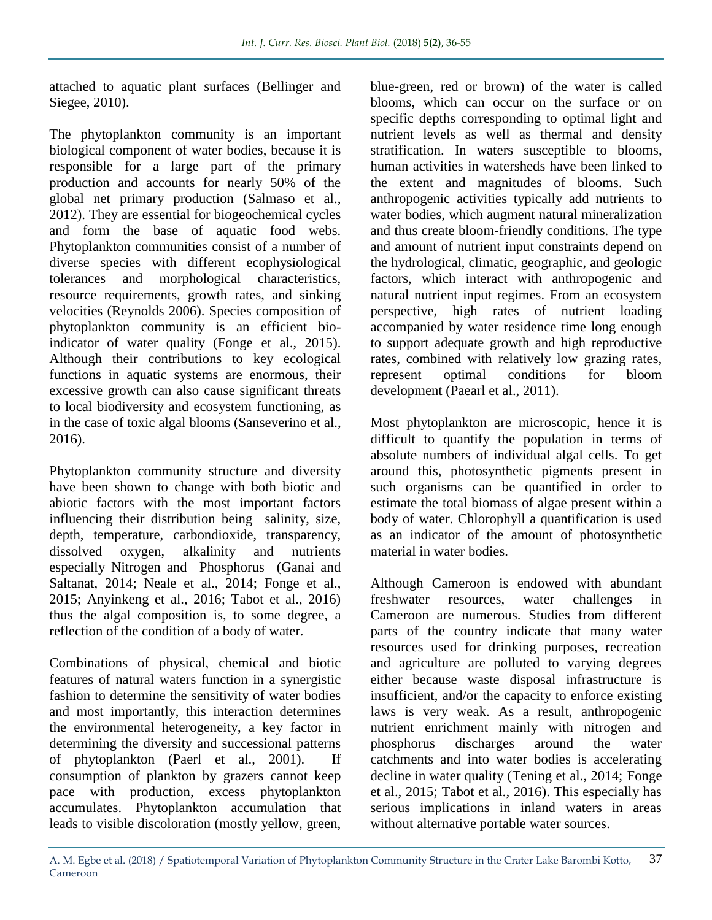attached to aquatic plant surfaces (Bellinger and Siegee, 2010).

The phytoplankton community is an important biological component of water bodies, because it is responsible for a large part of the primary production and accounts for nearly 50% of the global net primary production (Salmaso et al., 2012). They are essential for biogeochemical cycles and form the base of aquatic food webs. Phytoplankton communities consist of a number of diverse species with different ecophysiological tolerances and morphological characteristics, resource requirements, growth rates, and sinking velocities (Reynolds 2006). Species composition of phytoplankton community is an efficient bio-indicator of water quality (Fonge et al., 2015). Although their contributions to key ecological functions in aquatic systems are enormous, their excessive growth can also cause significant threats to local biodiversity and ecosystem functioning, as in the case of toxic algal blooms (Sanseverino et al., 2016).

Phytoplankton community structure and diversity have been shown to change with both biotic and abiotic factors with the most important factors influencing their distribution being salinity, size, depth, temperature, carbondioxide, transparency, dissolved oxygen, alkalinity and nutrients especially Nitrogen and Phosphorus (Ganai and Saltanat, 2014; Neale et al., 2014; Fonge et al., 2015; Anyinkeng et al., 2016; Tabot et al., 2016) thus the algal composition is, to some degree, a reflection of the condition of a body of water.

Combinations of physical, chemical and biotic features of natural waters function in a synergistic fashion to determine the sensitivity of water bodies and most importantly, this interaction determines the environmental heterogeneity, a key factor in determining the diversity and successional patterns of phytoplankton (Paerl et al., 2001). If consumption of plankton by grazers cannot keep pace with production, excess phytoplankton accumulates. Phytoplankton accumulation that leads to visible discoloration (mostly yellow, green, blue-green, red or brown) of the water is called blooms, which can occur on the surface or on specific depths corresponding to optimal light and nutrient levels as well as thermal and density stratification. In waters susceptible to blooms, human activities in watersheds have been linked to the extent and magnitudes of blooms. Such anthropogenic activities typically add nutrients to water bodies, which augment natural mineralization and thus create bloom-friendly conditions. The type and amount of nutrient input constraints depend on the hydrological, climatic, geographic, and geologic factors, which interact with anthropogenic and natural nutrient input regimes. From an ecosystem perspective, high rates of nutrient loading accompanied by water residence time long enough to support adequate growth and high reproductive rates, combined with relatively low grazing rates, represent optimal conditions for bloom development (Paearl et al., 2011).

Most phytoplankton are microscopic, hence it is difficult to quantify the population in terms of absolute numbers of individual algal cells. To get around this, photosynthetic pigments present in such organisms can be quantified in order to estimate the total biomass of algae present within a body of water. Chlorophyll a quantification is used as an indicator of the amount of photosynthetic material in water bodies.

Although Cameroon is endowed with abundant freshwater resources, water challenges in Cameroon are numerous. Studies from different parts of the country indicate that many water resources used for drinking purposes, recreation and agriculture are polluted to varying degrees either because waste disposal infrastructure is insufficient, and/or the capacity to enforce existing laws is very weak. As a result, anthropogenic nutrient enrichment mainly with nitrogen and phosphorus discharges around the water catchments and into water bodies is accelerating decline in water quality (Tening et al., 2014; Fonge et al., 2015; Tabot et al., 2016). This especially has serious implications in inland waters in areas without alternative portable water sources.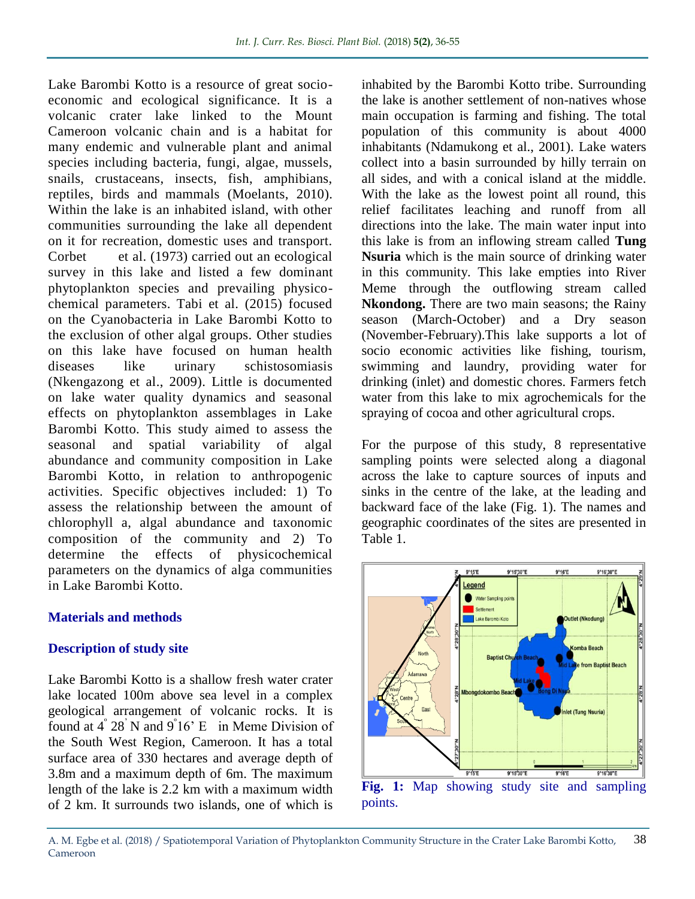Lake Barombi Kotto is a resource of great socio-economic and ecological significance. It is a volcanic crater lake linked to the Mount Cameroon volcanic chain and is a habitat for many endemic and vulnerable plant and animal species including bacteria, fungi, algae, mussels, snails, crustaceans, insects, fish, amphibians, reptiles, birds and mammals (Moelants, 2010). Within the lake is an inhabited island, with other communities surrounding the lake all dependent on it for recreation, domestic uses and transport. Corbet et al. (1973) carried out an ecological survey in this lake and listed a few dominant phytoplankton species and prevailing physico-chemical parameters. Tabi et al. (2015) focused on the Cyanobacteria in Lake Barombi Kotto to the exclusion of other algal groups. Other studies on this lake have focused on human health diseases like urinary schistosomiasis (Nkengazong et al., 2009). Little is documented on lake water quality dynamics and seasonal effects on phytoplankton assemblages in Lake Barombi Kotto. This study aimed to assess the seasonal and spatial variability of algal abundance and community composition in Lake Barombi Kotto, in relation to anthropogenic activities. Specific objectives included: 1) To assess the relationship between the amount of chlorophyll a, algal abundance and taxonomic composition of the community and 2) To determine the effects of physicochemical parameters on the dynamics of alga communities in Lake Barombi Kotto.

## Materials and methods

### Description of study site

Lake Barombi Kotto is a shallow fresh water crater lake located 100m above sea level in a complex geological arrangement of volcanic rocks. It is found at 4° 28' N and 9°16' E in Meme Division of the South West Region, Cameroon. It has a total surface area of 330 hectares and average depth of 3.8m and a maximum depth of 6m. The maximum length of the lake is 2.2 km with a maximum width of 2 km. It surrounds two islands, one of which is inhabited by the Barombi Kotto tribe. Surrounding the lake is another settlement of non-natives whose main occupation is farming and fishing. The total population of this community is about 4000 inhabitants (Ndamukong et al., 2001). Lake waters collect into a basin surrounded by hilly terrain on all sides, and with a conical island at the middle. With the lake as the lowest point all round, this relief facilitates leaching and runoff from all directions into the lake. The main water input into this lake is from an inflowing stream called **Tung Nsuria** which is the main source of drinking water in this community. This lake empties into River Meme through the outflowing stream called **Nkondong.** There are two main seasons; the Rainy season (March-October) and a Dry season (November-February).This lake supports a lot of socio economic activities like fishing, tourism, swimming and laundry, providing water for drinking (inlet) and domestic chores. Farmers fetch water from this lake to mix agrochemicals for the spraying of cocoa and other agricultural crops.

For the purpose of this study, 8 representative sampling points were selected along a diagonal across the lake to capture sources of inputs and sinks in the centre of the lake, at the leading and backward face of the lake (Fig. 1). The names and geographic coordinates of the sites are presented in Table 1.

**Fig. 1:** Map showing study site and sampling points.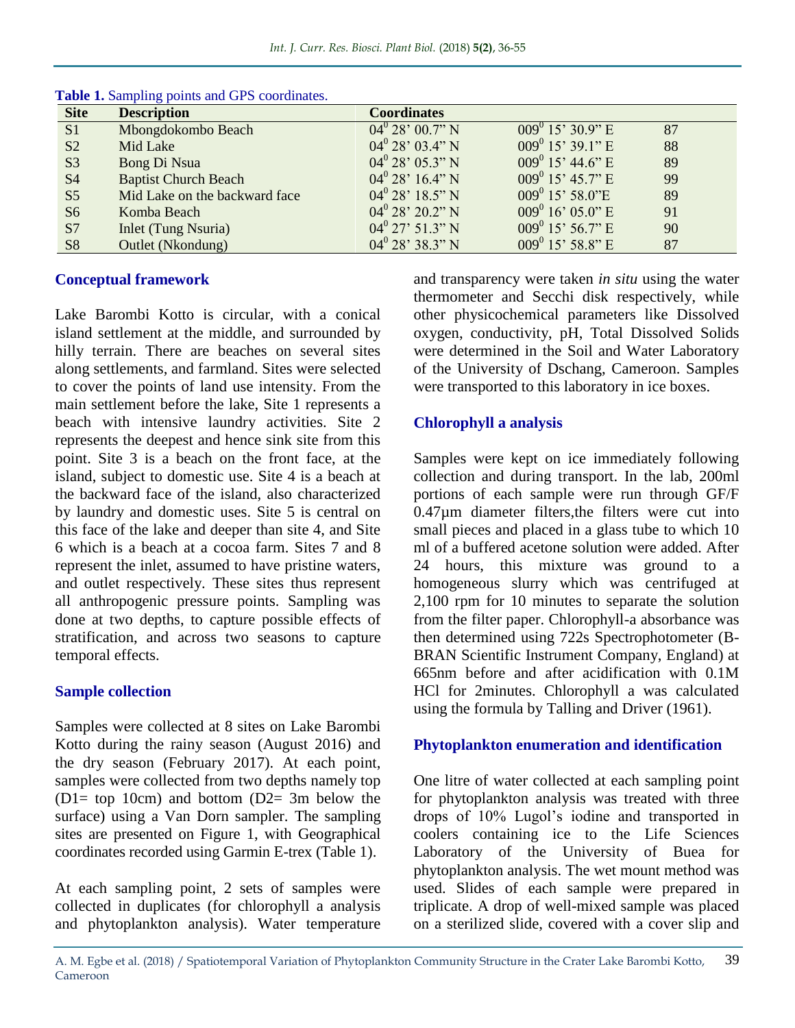**Table 1.** Sampling points and GPS coordinates.

| Site | Description | Coordinates | | |
|---|---|---|---|---|
| S1 | Mbongdokombo Beach | $04^0$ 28' 00.7" N | $009^0$ 15' 30.9" E | 87 |
| S2 | Mid Lake | $04^0$ 28' 03.4" N | $009^0$ 15' 39.1" E | 88 |
| S3 | Bong Di Nsua | $04^0$ 28' 05.3" N | $009^0$ 15' 44.6" E | 89 |
| S4 | Baptist Church Beach | $04^0$ 28' 16.4" N | $009^0$ 15' 45.7" E | 99 |
| S5 | Mid Lake on the backward face | $04^0$ 28' 18.5" N | $009^0$ 15' 58.0"E | 89 |
| S6 | Komba Beach | $04^0$ 28' 20.2" N | $009^0$ 16' 05.0" E | 91 |
| S7 | Inlet (Tung Nsuria) | $04^0$ 27' 51.3" N | $009^0$ 15' 56.7" E | 90 |
| S8 | Outlet (Nkondung) | $04^0$ 28' 38.3" N | $009^0$ 15' 58.8" E | 87 |

## Conceptual framework

Lake Barombi Kotto is circular, with a conical island settlement at the middle, and surrounded by hilly terrain. There are beaches on several sites along settlements, and farmland. Sites were selected to cover the points of land use intensity. From the main settlement before the lake, Site 1 represents a beach with intensive laundry activities. Site 2 represents the deepest and hence sink site from this point. Site 3 is a beach on the front face, at the island, subject to domestic use. Site 4 is a beach at the backward face of the island, also characterized by laundry and domestic uses. Site 5 is central on this face of the lake and deeper than site 4, and Site 6 which is a beach at a cocoa farm. Sites 7 and 8 represent the inlet, assumed to have pristine waters, and outlet respectively. These sites thus represent all anthropogenic pressure points. Sampling was done at two depths, to capture possible effects of stratification, and across two seasons to capture temporal effects.

## Sample collection

Samples were collected at 8 sites on Lake Barombi Kotto during the rainy season (August 2016) and the dry season (February 2017). At each point, samples were collected from two depths namely top (D1= top 10cm) and bottom (D2= 3m below the surface) using a Van Dorn sampler. The sampling sites are presented on Figure 1, with Geographical coordinates recorded using Garmin E-trex (Table 1).

At each sampling point, 2 sets of samples were collected in duplicates (for chlorophyll a analysis and phytoplankton analysis). Water temperature and transparency were taken *in situ* using the water thermometer and Secchi disk respectively, while other physicochemical parameters like Dissolved oxygen, conductivity, pH, Total Dissolved Solids were determined in the Soil and Water Laboratory of the University of Dschang, Cameroon. Samples were transported to this laboratory in ice boxes.

## Chlorophyll a analysis

Samples were kept on ice immediately following collection and during transport. In the lab, 200ml portions of each sample were run through GF/F 0.47µm diameter filters,the filters were cut into small pieces and placed in a glass tube to which 10 ml of a buffered acetone solution were added. After 24 hours, this mixture was ground to a homogeneous slurry which was centrifuged at 2,100 rpm for 10 minutes to separate the solution from the filter paper. Chlorophyll-a absorbance was then determined using 722s Spectrophotometer (B-BRAN Scientific Instrument Company, England) at 665nm before and after acidification with 0.1M HCl for 2minutes. Chlorophyll a was calculated using the formula by Talling and Driver (1961).

## Phytoplankton enumeration and identification

One litre of water collected at each sampling point for phytoplankton analysis was treated with three drops of 10% Lugol's iodine and transported in coolers containing ice to the Life Sciences Laboratory of the University of Buea for phytoplankton analysis. The wet mount method was used. Slides of each sample were prepared in triplicate. A drop of well-mixed sample was placed on a sterilized slide, covered with a cover slip and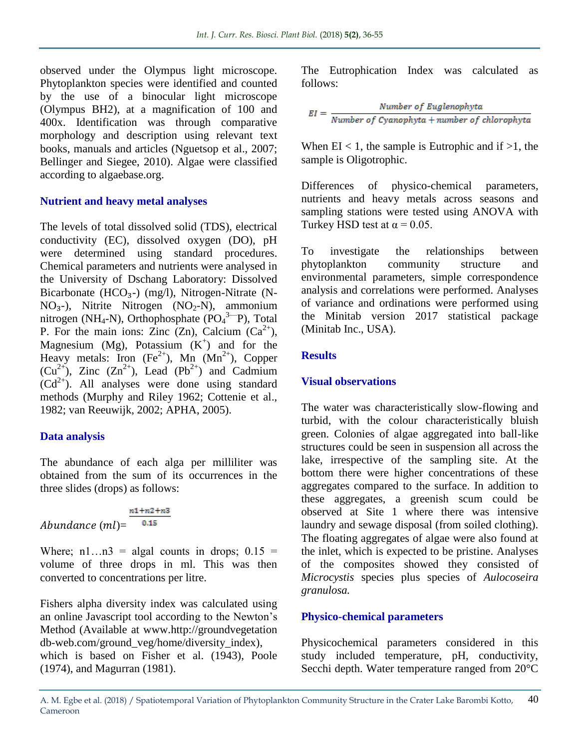observed under the Olympus light microscope. Phytoplankton species were identified and counted by the use of a binocular light microscope (Olympus BH2), at a magnification of 100 and 400x. Identification was through comparative morphology and description using relevant text books, manuals and articles (Nguetsop et al., 2007; Bellinger and Siegee, 2010). Algae were classified according to algaebase.org.

### Nutrient and heavy metal analyses

The levels of total dissolved solid (TDS), electrical conductivity (EC), dissolved oxygen (DO), pH were determined using standard procedures. Chemical parameters and nutrients were analysed in the University of Dschang Laboratory: Dissolved Bicarbonate ($HCO_3$-) (mg/l), Nitrogen-Nitrate (N-$NO_3$-), Nitrite Nitrogen ($NO_2$-N), ammonium nitrogen ($NH_4$-N), Orthophosphate ($PO_4^{3-}$P), Total P. For the main ions: Zinc (Zn), Calcium ($Ca^{2+}$), Magnesium (Mg), Potassium ($K^+$) and for the Heavy metals: Iron ($Fe^{2+}$), Mn ($Mn^{2+}$), Copper ($Cu^{2+}$), Zinc ($Zn^{2+}$), Lead ($Pb^{2+}$) and Cadmium ($Cd^{2+}$). All analyses were done using standard methods (Murphy and Riley 1962; Cottenie et al., 1982; van Reeuwijk, 2002; APHA, 2005).

### Data analysis

The abundance of each alga per milliliter was obtained from the sum of its occurrences in the three slides (drops) as follows:

$$Abundance\ (ml) = \frac{n1+n2+n3}{0.15}$$

Where; n1…n3 = algal counts in drops; 0.15 = volume of three drops in ml. This was then converted to concentrations per litre.

Fishers alpha diversity index was calculated using an online Javascript tool according to the Newton's Method (Available at www.http://groundvegetation db-web.com/ground_veg/home/diversity_index), which is based on Fisher et al. (1943), Poole (1974), and Magurran (1981).

The Eutrophication Index was calculated as follows:

$$EI = \frac{Number\ of\ Euglenophyta}{Number\ of\ Cyanophyta + number\ of\ chlorophyta}$$

When EI < 1, the sample is Eutrophic and if >1, the sample is Oligotrophic.

Differences of physico-chemical parameters, nutrients and heavy metals across seasons and sampling stations were tested using ANOVA with Turkey HSD test at $\alpha = 0.05$.

To investigate the relationships between phytoplankton community structure and environmental parameters, simple correspondence analysis and correlations were performed. Analyses of variance and ordinations were performed using the Minitab version 2017 statistical package (Minitab Inc., USA).

## Results

### Visual observations

The water was characteristically slow-flowing and turbid, with the colour characteristically bluish green. Colonies of algae aggregated into ball-like structures could be seen in suspension all across the lake, irrespective of the sampling site. At the bottom there were higher concentrations of these aggregates compared to the surface. In addition to these aggregates, a greenish scum could be observed at Site 1 where there was intensive laundry and sewage disposal (from soiled clothing). The floating aggregates of algae were also found at the inlet, which is expected to be pristine. Analyses of the composites showed they consisted of *Microcystis* species plus species of *Aulocoseira granulosa.*

### Physico-chemical parameters

Physicochemical parameters considered in this study included temperature, pH, conductivity, Secchi depth. Water temperature ranged from 20°C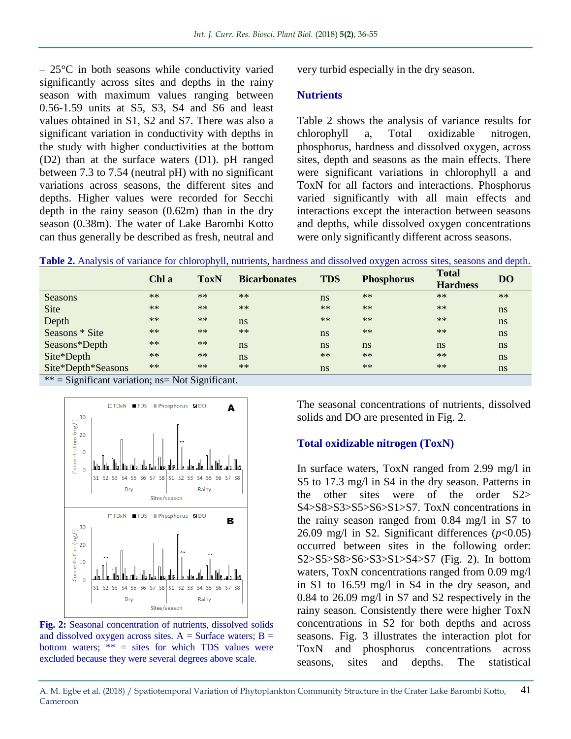– 25°C in both seasons while conductivity varied significantly across sites and depths in the rainy season with maximum values ranging between 0.56-1.59 units at S5, S3, S4 and S6 and least values obtained in S1, S2 and S7. There was also a significant variation in conductivity with depths in the study with higher conductivities at the bottom (D2) than at the surface waters (D1). pH ranged between 7.3 to 7.54 (neutral pH) with no significant variations across seasons, the different sites and depths. Higher values were recorded for Secchi depth in the rainy season (0.62m) than in the dry season (0.38m). The water of Lake Barombi Kotto can thus generally be described as fresh, neutral and very turbid especially in the dry season.

## Nutrients

Table 2 shows the analysis of variance results for chlorophyll a, Total oxidizable nitrogen, phosphorus, hardness and dissolved oxygen, across sites, depth and seasons as the main effects. There were significant variations in chlorophyll a and ToxN for all factors and interactions. Phosphorus varied significantly with all main effects and interactions except the interaction between seasons and depths, while dissolved oxygen concentrations were only significantly different across seasons.

**Table 2.** Analysis of variance for chlorophyll, nutrients, hardness and dissolved oxygen across sites, seasons and depth.

| | Chl a | ToxN | Bicarbonates | TDS | Phosphorus | Total Hardness | DO |
|---|---|---|---|---|---|---|---|
| Seasons | ** | ** | ** | ns | ** | ** | ** |
| Site | ** | ** | ** | ** | ** | ** | ns |
| Depth | ** | ** | ns | ** | ** | ** | ns |
| Seasons * Site | ** | ** | ** | ns | ** | ** | ns |
| Seasons*Depth | ** | ** | ns | ns | ns | ns | ns |
| Site*Depth | ** | ** | ns | ** | ** | ** | ns |
| Site*Depth*Seasons | ** | ** | ** | ns | ** | ** | ns |

** = Significant variation; ns= Not Significant.

**Fig. 2:** Seasonal concentration of nutrients, dissolved solids and dissolved oxygen across sites. A = Surface waters; B = bottom waters; ** = sites for which TDS values were excluded because they were several degrees above scale.

The seasonal concentrations of nutrients, dissolved solids and DO are presented in Fig. 2.

## Total oxidizable nitrogen (ToxN)

In surface waters, ToxN ranged from 2.99 mg/l in S5 to 17.3 mg/l in S4 in the dry season. Patterns in the other sites were of the order S2> S4>S8>S3>S5>S6>S1>S7. ToxN concentrations in the rainy season ranged from 0.84 mg/l in S7 to 26.09 mg/l in S2. Significant differences ($p$<0.05) occurred between sites in the following order: S2>S5>S8>S6>S3>S1>S4>S7 (Fig. 2). In bottom waters, ToxN concentrations ranged from 0.09 mg/l in S1 to 16.59 mg/l in S4 in the dry season, and 0.84 to 26.09 mg/l in S7 and S2 respectively in the rainy season. Consistently there were higher ToxN concentrations in S2 for both depths and across seasons. Fig. 3 illustrates the interaction plot for ToxN and phosphorus concentrations across seasons, sites and depths. The statistical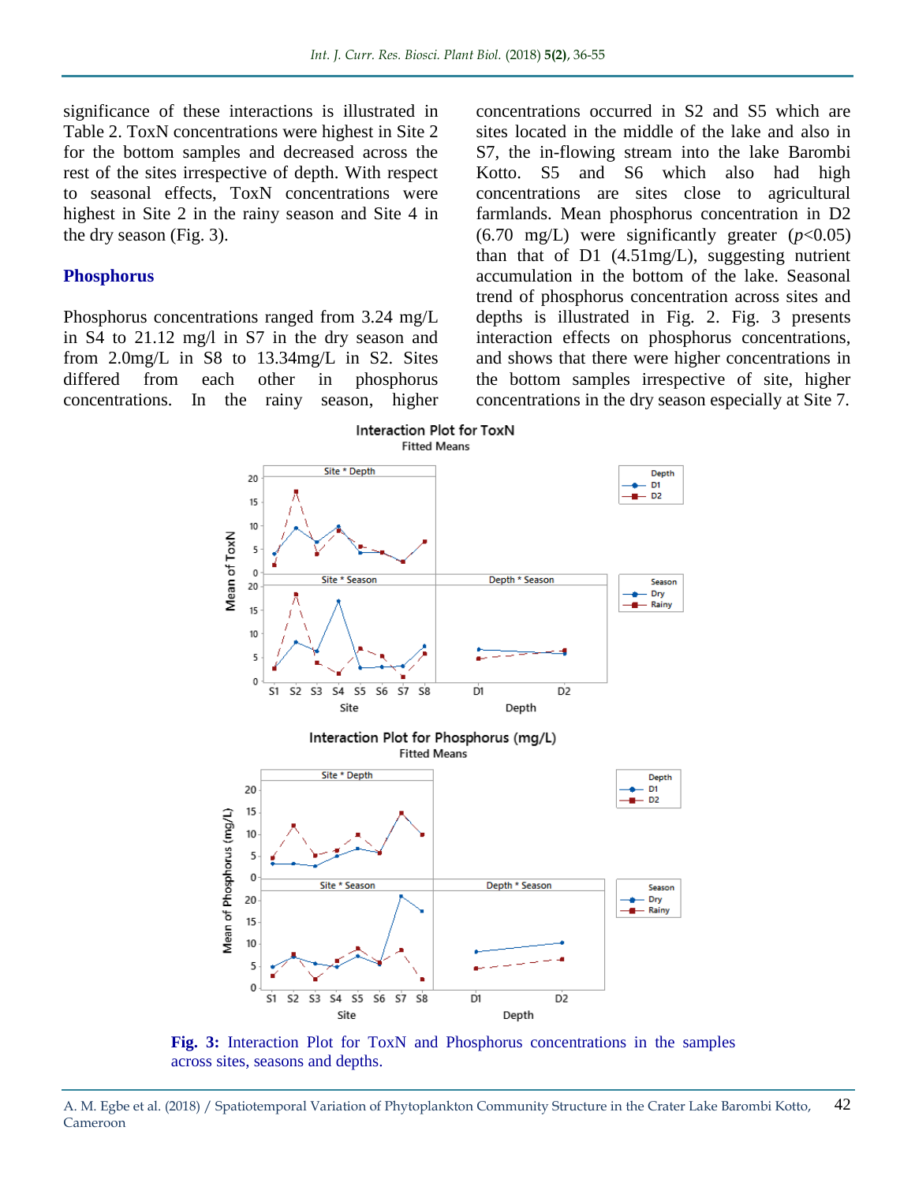significance of these interactions is illustrated in Table 2. ToxN concentrations were highest in Site 2 for the bottom samples and decreased across the rest of the sites irrespective of depth. With respect to seasonal effects, ToxN concentrations were highest in Site 2 in the rainy season and Site 4 in the dry season (Fig. 3).

## Phosphorus

Phosphorus concentrations ranged from 3.24 mg/L in S4 to 21.12 mg/l in S7 in the dry season and from 2.0mg/L in S8 to 13.34mg/L in S2. Sites differed from each other in phosphorus concentrations. In the rainy season, higher concentrations occurred in S2 and S5 which are sites located in the middle of the lake and also in S7, the in-flowing stream into the lake Barombi Kotto. S5 and S6 which also had high concentrations are sites close to agricultural farmlands. Mean phosphorus concentration in D2 (6.70 mg/L) were significantly greater ($p$<0.05) than that of D1 (4.51mg/L), suggesting nutrient accumulation in the bottom of the lake. Seasonal trend of phosphorus concentration across sites and depths is illustrated in Fig. 2. Fig. 3 presents interaction effects on phosphorus concentrations, and shows that there were higher concentrations in the bottom samples irrespective of site, higher concentrations in the dry season especially at Site 7.

**Fig. 3:** Interaction Plot for ToxN and Phosphorus concentrations in the samples across sites, seasons and depths.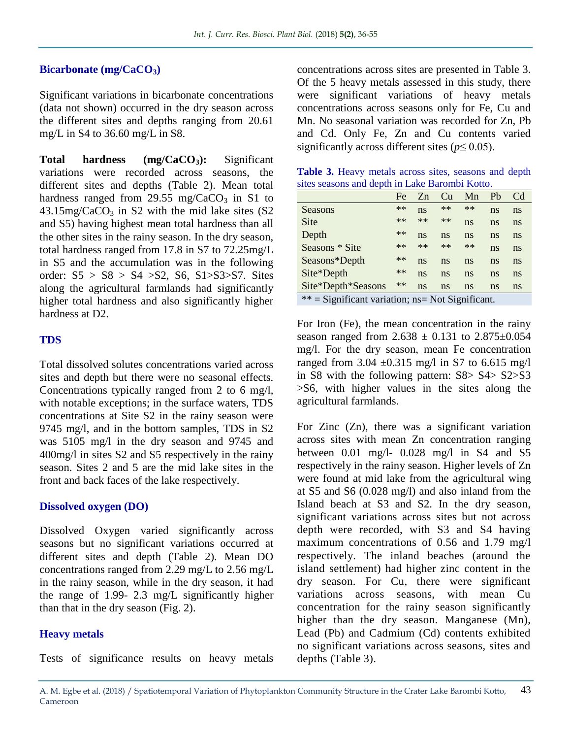### Bicarbonate (mg/$CaCO_3$)

Significant variations in bicarbonate concentrations (data not shown) occurred in the dry season across the different sites and depths ranging from 20.61 mg/L in S4 to 36.60 mg/L in S8.

**Total hardness (mg/$CaCO_3$):** Significant variations were recorded across seasons, the different sites and depths (Table 2). Mean total hardness ranged from 29.55 mg/$CaCO_3$ in S1 to 43.15mg/$CaCO_3$ in S2 with the mid lake sites (S2 and S5) having highest mean total hardness than all the other sites in the rainy season. In the dry season, total hardness ranged from 17.8 in S7 to 72.25mg/L in S5 and the accumulation was in the following order: S5 > S8 > S4 >S2, S6, S1>S3>S7. Sites along the agricultural farmlands had significantly higher total hardness and also significantly higher hardness at D2.

### TDS

Total dissolved solutes concentrations varied across sites and depth but there were no seasonal effects. Concentrations typically ranged from 2 to 6 mg/l, with notable exceptions; in the surface waters, TDS concentrations at Site S2 in the rainy season were 9745 mg/l, and in the bottom samples, TDS in S2 was 5105 mg/l in the dry season and 9745 and 400mg/l in sites S2 and S5 respectively in the rainy season. Sites 2 and 5 are the mid lake sites in the front and back faces of the lake respectively.

### Dissolved oxygen (DO)

Dissolved Oxygen varied significantly across seasons but no significant variations occurred at different sites and depth (Table 2). Mean DO concentrations ranged from 2.29 mg/L to 2.56 mg/L in the rainy season, while in the dry season, it had the range of 1.99- 2.3 mg/L significantly higher than that in the dry season (Fig. 2).

### Heavy metals

Tests of significance results on heavy metals concentrations across sites are presented in Table 3. Of the 5 heavy metals assessed in this study, there were significant variations of heavy metals concentrations across seasons only for Fe, Cu and Mn. No seasonal variation was recorded for Zn, Pb and Cd. Only Fe, Zn and Cu contents varied significantly across different sites ($p \leq 0.05$).

**Table 3.** Heavy metals across sites, seasons and depth sites seasons and depth in Lake Barombi Kotto.

| | Fe | Zn | Cu | Mn | Pb | Cd |
|---|---|---|---|---|---|---|
| Seasons | ** | ns | ** | ** | ns | ns |
| Site | ** | ** | ** | ns | ns | ns |
| Depth | ** | ns | ns | ns | ns | ns |
| Seasons * Site | ** | ** | ** | ** | ns | ns |
| Seasons*Depth | ** | ns | ns | ns | ns | ns |
| Site*Depth | ** | ns | ns | ns | ns | ns |
| Site*Depth*Seasons | ** | ns | ns | ns | ns | ns |

** = Significant variation; ns= Not Significant.

For Iron (Fe), the mean concentration in the rainy season ranged from 2.638 ± 0.131 to 2.875±0.054 mg/l. For the dry season, mean Fe concentration ranged from 3.04 ±0.315 mg/l in S7 to 6.615 mg/l in S8 with the following pattern: S8> S4> S2>S3 >S6, with higher values in the sites along the agricultural farmlands.

For Zinc (Zn), there was a significant variation across sites with mean Zn concentration ranging between 0.01 mg/l- 0.028 mg/l in S4 and S5 respectively in the rainy season. Higher levels of Zn were found at mid lake from the agricultural wing at S5 and S6 (0.028 mg/l) and also inland from the Island beach at S3 and S2. In the dry season, significant variations across sites but not across depth were recorded, with S3 and S4 having maximum concentrations of 0.56 and 1.79 mg/l respectively. The inland beaches (around the island settlement) had higher zinc content in the dry season. For Cu, there were significant variations across seasons, with mean Cu concentration for the rainy season significantly higher than the dry season. Manganese (Mn), Lead (Pb) and Cadmium (Cd) contents exhibited no significant variations across seasons, sites and depths (Table 3).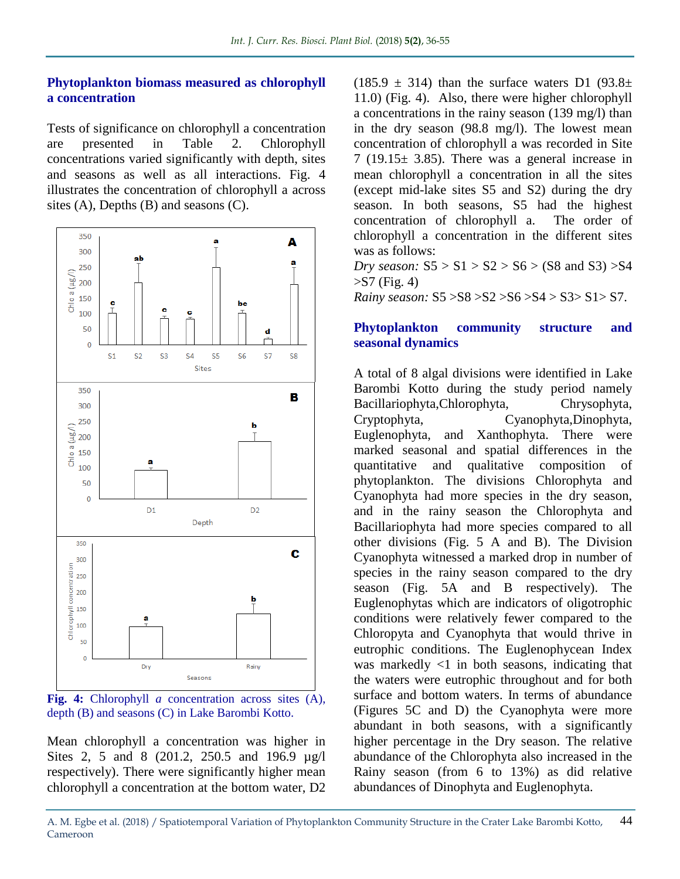## Phytoplankton biomass measured as chlorophyll a concentration

Tests of significance on chlorophyll a concentration are presented in Table 2. Chlorophyll concentrations varied significantly with depth, sites and seasons as well as all interactions. Fig. 4 illustrates the concentration of chlorophyll a across sites (A), Depths (B) and seasons (C).

**Fig. 4:** Chlorophyll *a* concentration across sites (A), depth (B) and seasons (C) in Lake Barombi Kotto.

Mean chlorophyll a concentration was higher in Sites 2, 5 and 8 (201.2, 250.5 and 196.9 µg/l respectively). There were significantly higher mean chlorophyll a concentration at the bottom water, D2 (185.9 ± 314) than the surface waters D1 (93.8± 11.0) (Fig. 4). Also, there were higher chlorophyll a concentrations in the rainy season (139 mg/l) than in the dry season (98.8 mg/l). The lowest mean concentration of chlorophyll a was recorded in Site 7 (19.15± 3.85). There was a general increase in mean chlorophyll a concentration in all the sites (except mid-lake sites S5 and S2) during the dry season. In both seasons, S5 had the highest concentration of chlorophyll a. The order of chlorophyll a concentration in the different sites was as follows:

*Dry season:* S5 > S1 > S2 > S6 > (S8 and S3) >S4 >S7 (Fig. 4)

*Rainy season:* S5 >S8 >S2 >S6 >S4 > S3> S1> S7.

## Phytoplankton community structure and seasonal dynamics

A total of 8 algal divisions were identified in Lake Barombi Kotto during the study period namely Bacillariophyta,Chlorophyta, Chrysophyta, Cryptophyta, Cyanophyta,Dinophyta, Euglenophyta, and Xanthophyta. There were marked seasonal and spatial differences in the quantitative and qualitative composition of phytoplankton. The divisions Chlorophyta and Cyanophyta had more species in the dry season, and in the rainy season the Chlorophyta and Bacillariophyta had more species compared to all other divisions (Fig. 5 A and B). The Division Cyanophyta witnessed a marked drop in number of species in the rainy season compared to the dry season (Fig. 5A and B respectively). The Euglenophytas which are indicators of oligotrophic conditions were relatively fewer compared to the Chloropyta and Cyanophyta that would thrive in eutrophic conditions. The Euglenophycean Index was markedly <1 in both seasons, indicating that the waters were eutrophic throughout and for both surface and bottom waters. In terms of abundance (Figures 5C and D) the Cyanophyta were more abundant in both seasons, with a significantly higher percentage in the Dry season. The relative abundance of the Chlorophyta also increased in the Rainy season (from 6 to 13%) as did relative abundances of Dinophyta and Euglenophyta.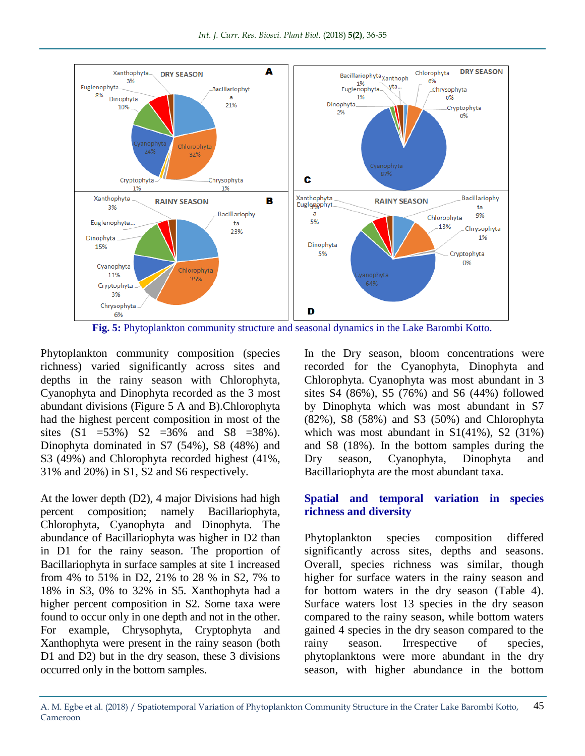Fig. 5: Phytoplankton community structure and seasonal dynamics in the Lake Barombi Kotto.

Phytoplankton community composition (species richness) varied significantly across sites and depths in the rainy season with Chlorophyta, Cyanophyta and Dinophyta recorded as the 3 most abundant divisions (Figure 5 A and B).Chlorophyta had the highest percent composition in most of the sites (S1 =53%) S2 =36% and S8 =38%). Dinophyta dominated in S7 (54%), S8 (48%) and S3 (49%) and Chlorophyta recorded highest (41%, 31% and 20%) in S1, S2 and S6 respectively.

At the lower depth (D2), 4 major Divisions had high percent composition; namely Bacillariophyta, Chlorophyta, Cyanophyta and Dinophyta. The abundance of Bacillariophyta was higher in D2 than in D1 for the rainy season. The proportion of Bacillariophyta in surface samples at site 1 increased from 4% to 51% in D2, 21% to 28 % in S2, 7% to 18% in S3, 0% to 32% in S5. Xanthophyta had a higher percent composition in S2. Some taxa were found to occur only in one depth and not in the other. For example, Chrysophyta, Cryptophyta and Xanthophyta were present in the rainy season (both D1 and D2) but in the dry season, these 3 divisions occurred only in the bottom samples.

In the Dry season, bloom concentrations were recorded for the Cyanophyta, Dinophyta and Chlorophyta. Cyanophyta was most abundant in 3 sites S4 (86%), S5 (76%) and S6 (44%) followed by Dinophyta which was most abundant in S7 (82%), S8 (58%) and S3 (50%) and Chlorophyta which was most abundant in S1(41%), S2 (31%) and S8 (18%). In the bottom samples during the Dry season, Cyanophyta, Dinophyta and Bacillariophyta are the most abundant taxa.

## Spatial and temporal variation in species richness and diversity

Phytoplankton species composition differed significantly across sites, depths and seasons. Overall, species richness was similar, though higher for surface waters in the rainy season and for bottom waters in the dry season (Table 4). Surface waters lost 13 species in the dry season compared to the rainy season, while bottom waters gained 4 species in the dry season compared to the rainy season. Irrespective of species, phytoplanktons were more abundant in the dry season, with higher abundance in the bottom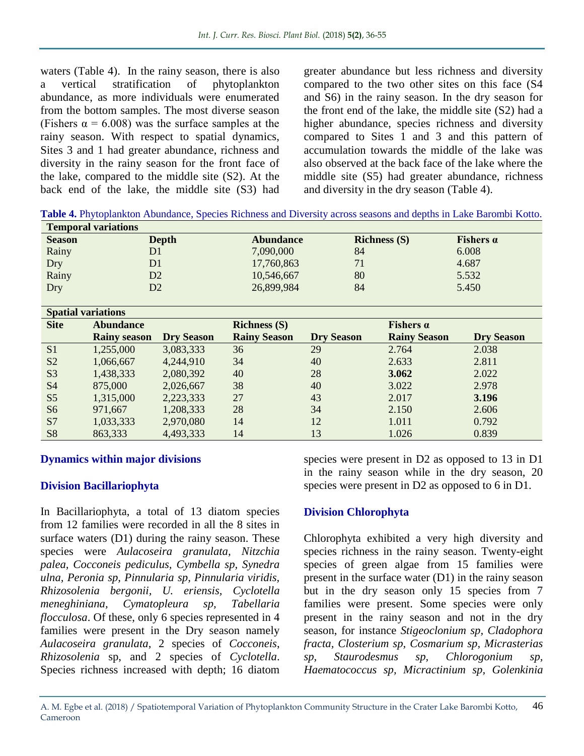waters (Table 4). In the rainy season, there is also a vertical stratification of phytoplankton abundance, as more individuals were enumerated from the bottom samples. The most diverse season (Fishers α = 6.008) was the surface samples at the rainy season. With respect to spatial dynamics, Sites 3 and 1 had greater abundance, richness and diversity in the rainy season for the front face of the lake, compared to the middle site (S2). At the back end of the lake, the middle site (S3) had greater abundance but less richness and diversity compared to the two other sites on this face (S4 and S6) in the rainy season. In the dry season for the front end of the lake, the middle site (S2) had a higher abundance, species richness and diversity compared to Sites 1 and 3 and this pattern of accumulation towards the middle of the lake was also observed at the back face of the lake where the middle site (S5) had greater abundance, richness and diversity in the dry season (Table 4).

**Table 4.** Phytoplankton Abundance, Species Richness and Diversity across seasons and depths in Lake Barombi Kotto.

**Temporal variations**

| Season | Depth | Abundance | Richness (S) | Fishers α |
|---|---|---|---|---|
| Rainy | D1 | 7,090,000 | 84 | 6.008 |
| Dry | D1 | 17,760,863 | 71 | 4.687 |
| Rainy | D2 | 10,546,667 | 80 | 5.532 |
| Dry | D2 | 26,899,984 | 84 | 5.450 |

**Spatial variations**

| Site | Abundance | | Richness (S) | | Fishers α | |
|---|---|---|---|---|---|---|
| | Rainy season | Dry Season | Rainy Season | Dry Season | Rainy Season | Dry Season |
| S1 | 1,255,000 | 3,083,333 | 36 | 29 | 2.764 | 2.038 |
| S2 | 1,066,667 | 4,244,910 | 34 | 40 | 2.633 | 2.811 |
| S3 | 1,438,333 | 2,080,392 | 40 | 28 | **3.062** | 2.022 |
| S4 | 875,000 | 2,026,667 | 38 | 40 | 3.022 | 2.978 |
| S5 | 1,315,000 | 2,223,333 | 27 | 43 | 2.017 | **3.196** |
| S6 | 971,667 | 1,208,333 | 28 | 34 | 2.150 | 2.606 |
| S7 | 1,033,333 | 2,970,080 | 14 | 12 | 1.011 | 0.792 |
| S8 | 863,333 | 4,493,333 | 14 | 13 | 1.026 | 0.839 |

## Dynamics within major divisions

### Division Bacillariophyta

In Bacillariophyta, a total of 13 diatom species from 12 families were recorded in all the 8 sites in surface waters (D1) during the rainy season. These species were *Aulacoseira granulata, Nitzchia palea, Cocconeis pediculus, Cymbella sp, Synedra ulna, Peronia sp, Pinnularia sp, Pinnularia viridis, Rhizosolenia bergonii, U. eriensis, Cyclotella meneghiniana, Cymatopleura sp, Tabellaria flocculosa*. Of these, only 6 species represented in 4 families were present in the Dry season namely *Aulacoseira granulata*, 2 species of *Cocconeis*, *Rhizosolenia* sp, and 2 species of *Cyclotella*. Species richness increased with depth; 16 diatom species were present in D2 as opposed to 13 in D1 in the rainy season while in the dry season, 20 species were present in D2 as opposed to 6 in D1.

### Division Chlorophyta

Chlorophyta exhibited a very high diversity and species richness in the rainy season. Twenty-eight species of green algae from 15 families were present in the surface water (D1) in the rainy season but in the dry season only 15 species from 7 families were present. Some species were only present in the rainy season and not in the dry season, for instance *Stigeoclonium sp, Cladophora fracta, Closterium sp, Cosmarium sp, Micrasterias sp, Staurodesmus sp, Chlorogonium sp, Haematococcus sp, Micractinium sp, Golenkinia*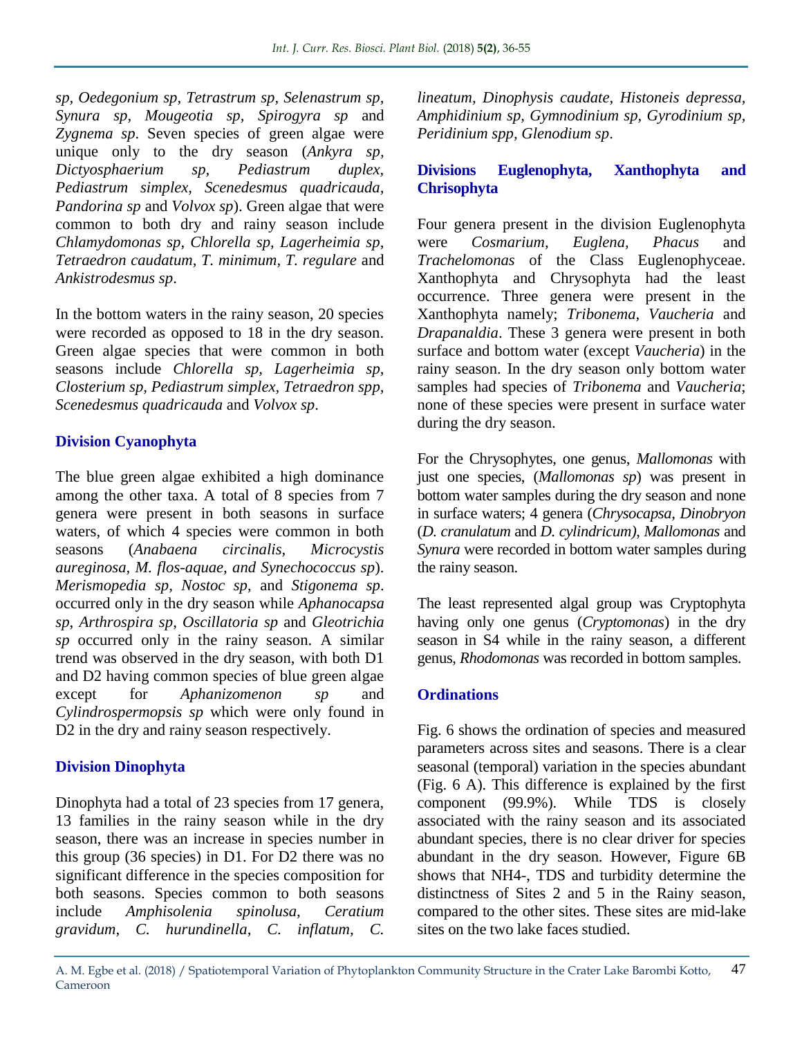*sp*, *Oedegonium sp*, *Tetrastrum sp*, *Selenastrum sp*, *Synura sp*, *Mougeotia sp*, *Spirogyra sp* and *Zygnema sp*. Seven species of green algae were unique only to the dry season (*Ankyra sp*, *Dictyosphaerium sp*, *Pediastrum duplex*, *Pediastrum simplex*, *Scenedesmus quadricauda*, *Pandorina sp* and *Volvox sp*). Green algae that were common to both dry and rainy season include *Chlamydomonas sp*, *Chlorella sp*, *Lagerheimia sp*, *Tetraedron caudatum*, *T. minimum*, *T. regulare* and *Ankistrodesmus sp*.

In the bottom waters in the rainy season, 20 species were recorded as opposed to 18 in the dry season. Green algae species that were common in both seasons include *Chlorella sp*, *Lagerheimia sp*, *Closterium sp*, *Pediastrum simplex*, *Tetraedron spp*, *Scenedesmus quadricauda* and *Volvox sp*.

## Division Cyanophyta

The blue green algae exhibited a high dominance among the other taxa. A total of 8 species from 7 genera were present in both seasons in surface waters, of which 4 species were common in both seasons (*Anabaena circinalis*, *Microcystis aureginosa*, *M. flos-aquae, and Synechococcus sp*). *Merismopedia sp*, *Nostoc sp*, and *Stigonema sp*. occurred only in the dry season while *Aphanocapsa sp*, *Arthrospira sp*, *Oscillatoria sp* and *Gleotrichia sp* occurred only in the rainy season. A similar trend was observed in the dry season, with both D1 and D2 having common species of blue green algae except for *Aphanizomenon sp* and *Cylindrospermopsis sp* which were only found in D2 in the dry and rainy season respectively.

## Division Dinophyta

Dinophyta had a total of 23 species from 17 genera, 13 families in the rainy season while in the dry season, there was an increase in species number in this group (36 species) in D1. For D2 there was no significant difference in the species composition for both seasons. Species common to both seasons include *Amphisolenia spinolusa*, *Ceratium gravidum*, *C. hurundinella*, *C. inflatum*, *C. lineatum*, *Dinophysis caudate*, *Histoneis depressa*, *Amphidinium sp*, *Gymnodinium sp*, *Gyrodinium sp*, *Peridinium spp*, *Glenodium sp*.

## Divisions Euglenophyta, Xanthophyta and Chrisophyta

Four genera present in the division Euglenophyta were *Cosmarium*, *Euglena*, *Phacus* and *Trachelomonas* of the Class Euglenophyceae. Xanthophyta and Chrysophyta had the least occurrence. Three genera were present in the Xanthophyta namely; *Tribonema*, *Vaucheria* and *Drapanaldia*. These 3 genera were present in both surface and bottom water (except *Vaucheria*) in the rainy season. In the dry season only bottom water samples had species of *Tribonema* and *Vaucheria*; none of these species were present in surface water during the dry season.

For the Chrysophytes, one genus, *Mallomonas* with just one species, (*Mallomonas sp*) was present in bottom water samples during the dry season and none in surface waters; 4 genera (*Chrysocapsa*, *Dinobryon* (*D. cranulatum* and *D. cylindricum)*, *Mallomonas* and *Synura* were recorded in bottom water samples during the rainy season.

The least represented algal group was Cryptophyta having only one genus (*Cryptomonas*) in the dry season in S4 while in the rainy season, a different genus, *Rhodomonas* was recorded in bottom samples.

## Ordinations

Fig. 6 shows the ordination of species and measured parameters across sites and seasons. There is a clear seasonal (temporal) variation in the species abundant (Fig. 6 A). This difference is explained by the first component (99.9%). While TDS is closely associated with the rainy season and its associated abundant species, there is no clear driver for species abundant in the dry season. However, Figure 6B shows that NH4-, TDS and turbidity determine the distinctness of Sites 2 and 5 in the Rainy season, compared to the other sites. These sites are mid-lake sites on the two lake faces studied.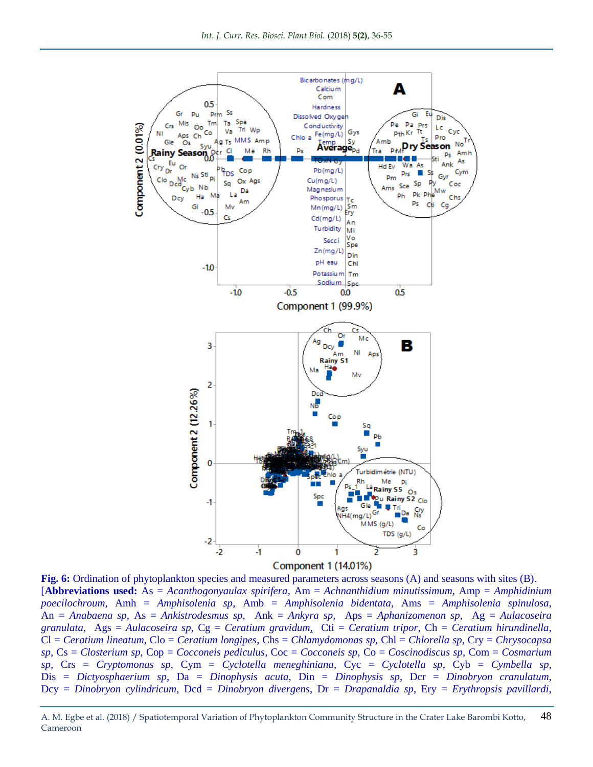**Fig. 6:** Ordination of phytoplankton species and measured parameters across seasons (A) and seasons with sites (B). [**Abbreviations used:** As = *Acanthogonyaulax spirifera*, Am = *Achnanthidium minutissimum*, Amp = *Amphidinium poecilochroum*, Amh = *Amphisolenia sp*, Amb = *Amphisolenia bidentata*, Ams = *Amphisolenia spinulosa*, An = *Anabaena sp*, As = *Ankistrodesmus sp*, Ank = *Ankyra sp*, Aps = *Aphanizomenon sp*, Ag = *Aulacoseira granulata*, Ags = *Aulacoseira sp*, Cg = *Ceratium gravidum*, Cti = *Ceratium tripor*, Ch = *Ceratium hirundinella*, Cl = *Ceratium lineatum*, Clo = *Ceratium longipes*, Chs = *Chlamydomonas sp*, Chl = *Chlorella sp*, Cry = *Chrysocapsa sp*, Cs = *Closterium sp*, Cop = *Cocconeis pediculus*, Coc = *Cocconeis sp*, Co = *Coscinodiscus sp*, Com = *Cosmarium sp*, Crs = *Cryptomonas sp*, Cym = *Cyclotella meneghiniana*, Cyc = *Cyclotella sp*, Cyb = *Cymbella sp*, Dis = *Dictyosphaerium sp*, Da = *Dinophysis acuta*, Din = *Dinophysis sp*, Dcr = *Dinobryon cranulatum*, Dcy = *Dinobryon cylindricum*, Dcd = *Dinobryon divergens*, Dr = *Drapanaldia sp*, Ery = *Erythropsis pavillardi*,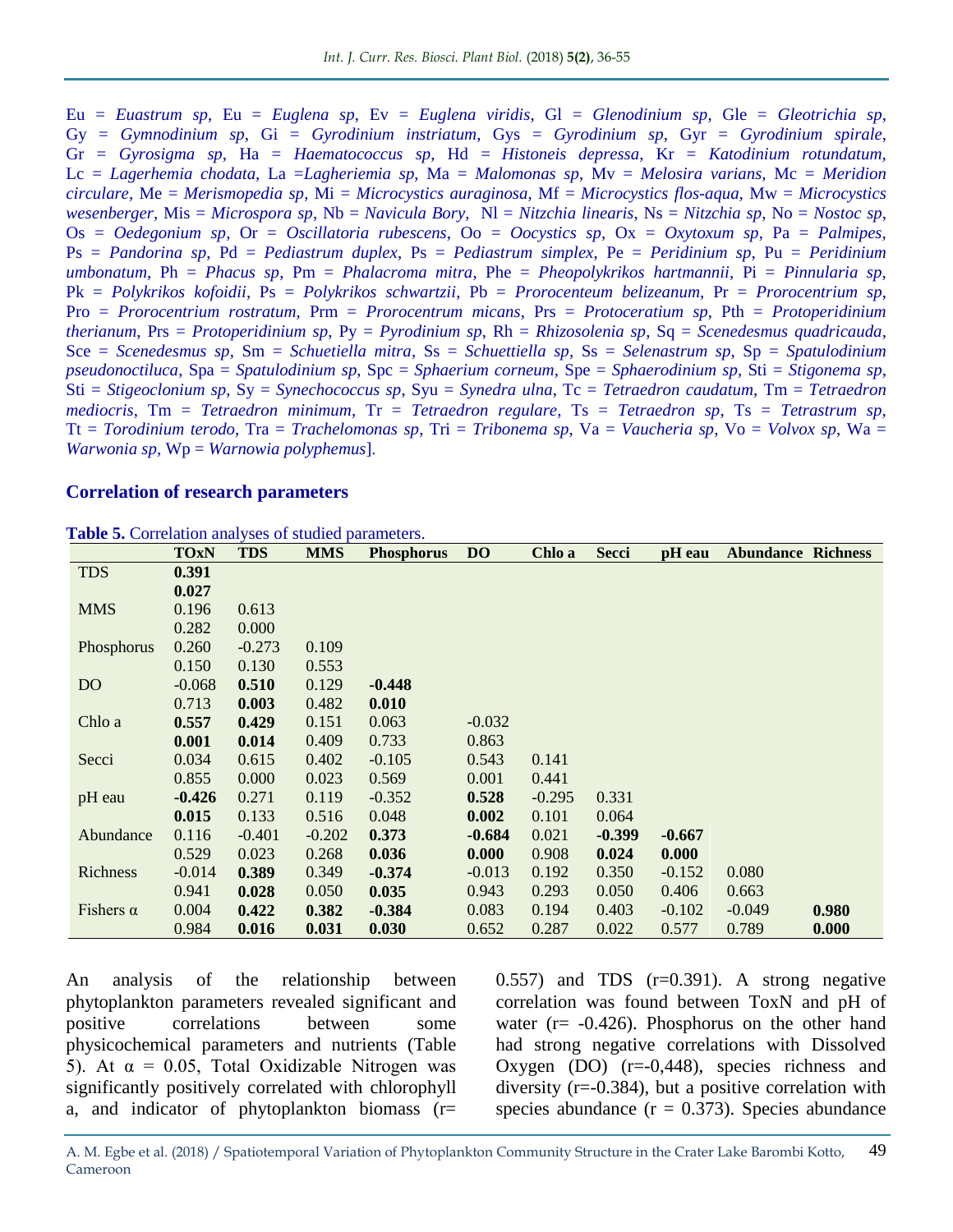Eu = *Euastrum sp*, Eu = *Euglena sp*, Ev = *Euglena viridis*, Gl = *Glenodinium sp*, Gle = *Gleotrichia sp*, Gy = *Gymnodinium sp*, Gi = *Gyrodinium instriatum*, Gys = *Gyrodinium sp*, Gyr = *Gyrodinium spirale*, Gr = *Gyrosigma sp*, Ha = *Haematococcus sp*, Hd = *Histoneis depressa*, Kr = *Katodinium rotundatum*, Lc = *Lagerhemia chodata*, La =*Lagheriemia sp*, Ma = *Malomonas sp*, Mv = *Melosira varians*, Mc = *Meridion circulare*, Me = *Merismopedia sp*, Mi = *Microcystics auraginosa*, Mf = *Microcystics flos-aqua*, Mw = *Microcystics wesenberger*, Mis = *Microspora sp*, Nb = *Navicula Bory*, Nl = *Nitzchia linearis*, Ns = *Nitzchia sp*, No = *Nostoc sp*, Os = *Oedegonium sp*, Or = *Oscillatoria rubescens*, Oo = *Oocystics sp*, Ox = *Oxytoxum sp*, Pa = *Palmipes*, Ps = *Pandorina sp*, Pd = *Pediastrum duplex*, Ps = *Pediastrum simplex*, Pe = *Peridinium sp*, Pu = *Peridinium umbonatum*, Ph = *Phacus sp*, Pm = *Phalacroma mitra*, Phe = *Pheopolykrikos hartmannii*, Pi = *Pinnularia sp*, Pk = *Polykrikos kofoidii*, Ps = *Polykrikos schwartzii*, Pb = *Prorocenteum belizeanum*, Pr = *Prorocentrium sp*, Pro = *Prorocentrium rostratum*, Prm = *Prorocentrum micans*, Prs = *Protoceratium sp*, Pth = *Protoperidinium therianum*, Prs = *Protoperidinium sp*, Py = *Pyrodinium sp*, Rh = *Rhizosolenia sp*, Sq = *Scenedesmus quadricauda*, Sce = *Scenedesmus sp*, Sm = *Schuetiella mitra*, Ss = *Schuettiella sp*, Ss = *Selenastrum sp*, Sp = *Spatulodinium pseudonoctiluca*, Spa = *Spatulodinium sp*, Spc = *Sphaerium corneum*, Spe = *Sphaerodinium sp*, Sti = *Stigonema sp*, Sti = *Stigeoclonium sp*, Sy = *Synechococcus sp*, Syu = *Synedra ulna*, Tc = *Tetraedron caudatum*, Tm = *Tetraedron mediocris*, Tm = *Tetraedron minimum*, Tr = *Tetraedron regulare*, Ts = *Tetraedron sp*, Ts = *Tetrastrum sp*, Tt = *Torodinium terodo*, Tra = *Trachelomonas sp*, Tri = *Tribonema sp*, Va = *Vaucheria sp*, Vo = *Volvox sp*, Wa = *Warwonia sp*, Wp = *Warnowia polyphemus*].

## Correlation of research parameters

**Table 5.** Correlation analyses of studied parameters.

| | TOxN | TDS | MMS | Phosphorus | DO | Chlo a | Secci | pH eau | Abundance | Richness |
|---|---|---|---|---|---|---|---|---|---|---|
| TDS | **0.391** | | | | | | | | | |
| | **0.027** | | | | | | | | | |
| MMS | 0.196 | 0.613 | | | | | | | | |
| | 0.282 | 0.000 | | | | | | | | |
| Phosphorus | 0.260 | -0.273 | 0.109 | | | | | | | |
| | 0.150 | 0.130 | 0.553 | | | | | | | |
| DO | -0.068 | **0.510** | 0.129 | **-0.448** | | | | | | |
| | 0.713 | **0.003** | 0.482 | **0.010** | | | | | | |
| Chlo a | **0.557** | **0.429** | 0.151 | 0.063 | -0.032 | | | | | |
| | **0.001** | **0.014** | 0.409 | 0.733 | 0.863 | | | | | |
| Secci | 0.034 | 0.615 | 0.402 | -0.105 | 0.543 | 0.141 | | | | |
| | 0.855 | 0.000 | 0.023 | 0.569 | 0.001 | 0.441 | | | | |
| pH eau | **-0.426** | 0.271 | 0.119 | -0.352 | **0.528** | -0.295 | 0.331 | | | |
| | **0.015** | 0.133 | 0.516 | 0.048 | **0.002** | 0.101 | 0.064 | | | |
| Abundance | 0.116 | -0.401 | -0.202 | **0.373** | **-0.684** | 0.021 | **-0.399** | **-0.667** | | |
| | 0.529 | 0.023 | 0.268 | **0.036** | **0.000** | 0.908 | **0.024** | **0.000** | | |
| Richness | -0.014 | **0.389** | 0.349 | **-0.374** | -0.013 | 0.192 | 0.350 | -0.152 | 0.080 | |
| | 0.941 | **0.028** | 0.050 | **0.035** | 0.943 | 0.293 | 0.050 | 0.406 | 0.663 | |
| Fishers α | 0.004 | **0.422** | **0.382** | **-0.384** | 0.083 | 0.194 | 0.403 | -0.102 | -0.049 | **0.980** |
| | 0.984 | **0.016** | **0.031** | **0.030** | 0.652 | 0.287 | 0.022 | 0.577 | 0.789 | **0.000** |

An analysis of the relationship between phytoplankton parameters revealed significant and positive correlations between some physicochemical parameters and nutrients (Table 5). At α = 0.05, Total Oxidizable Nitrogen was significantly positively correlated with chlorophyll a, and indicator of phytoplankton biomass (r= 0.557) and TDS (r=0.391). A strong negative correlation was found between ToxN and pH of water (r= -0.426). Phosphorus on the other hand had strong negative correlations with Dissolved Oxygen (DO) (r=-0,448), species richness and diversity (r=-0.384), but a positive correlation with species abundance (r = 0.373). Species abundance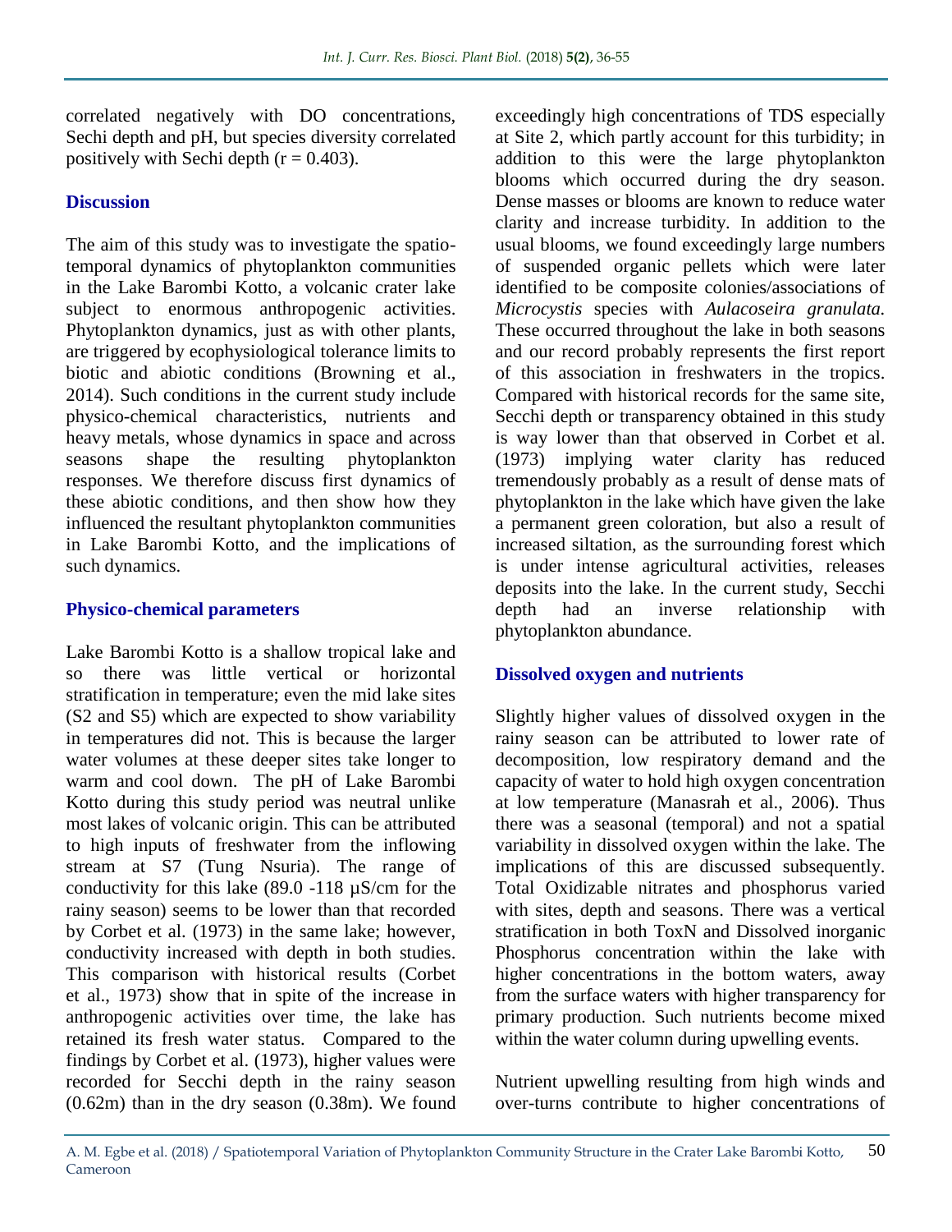correlated negatively with DO concentrations, Sechi depth and pH, but species diversity correlated positively with Sechi depth ($r = 0.403$).

## Discussion

The aim of this study was to investigate the spatio-temporal dynamics of phytoplankton communities in the Lake Barombi Kotto, a volcanic crater lake subject to enormous anthropogenic activities. Phytoplankton dynamics, just as with other plants, are triggered by ecophysiological tolerance limits to biotic and abiotic conditions (Browning et al., 2014). Such conditions in the current study include physico-chemical characteristics, nutrients and heavy metals, whose dynamics in space and across seasons shape the resulting phytoplankton responses. We therefore discuss first dynamics of these abiotic conditions, and then show how they influenced the resultant phytoplankton communities in Lake Barombi Kotto, and the implications of such dynamics.

### Physico-chemical parameters

Lake Barombi Kotto is a shallow tropical lake and so there was little vertical or horizontal stratification in temperature; even the mid lake sites (S2 and S5) which are expected to show variability in temperatures did not. This is because the larger water volumes at these deeper sites take longer to warm and cool down. The pH of Lake Barombi Kotto during this study period was neutral unlike most lakes of volcanic origin. This can be attributed to high inputs of freshwater from the inflowing stream at S7 (Tung Nsuria). The range of conductivity for this lake (89.0 -118 µS/cm for the rainy season) seems to be lower than that recorded by Corbet et al. (1973) in the same lake; however, conductivity increased with depth in both studies. This comparison with historical results (Corbet et al., 1973) show that in spite of the increase in anthropogenic activities over time, the lake has retained its fresh water status. Compared to the findings by Corbet et al. (1973), higher values were recorded for Secchi depth in the rainy season (0.62m) than in the dry season (0.38m). We found exceedingly high concentrations of TDS especially at Site 2, which partly account for this turbidity; in addition to this were the large phytoplankton blooms which occurred during the dry season. Dense masses or blooms are known to reduce water clarity and increase turbidity. In addition to the usual blooms, we found exceedingly large numbers of suspended organic pellets which were later identified to be composite colonies/associations of *Microcystis* species with *Aulacoseira granulata.* These occurred throughout the lake in both seasons and our record probably represents the first report of this association in freshwaters in the tropics. Compared with historical records for the same site, Secchi depth or transparency obtained in this study is way lower than that observed in Corbet et al. (1973) implying water clarity has reduced tremendously probably as a result of dense mats of phytoplankton in the lake which have given the lake a permanent green coloration, but also a result of increased siltation, as the surrounding forest which is under intense agricultural activities, releases deposits into the lake. In the current study, Secchi depth had an inverse relationship with phytoplankton abundance.

### Dissolved oxygen and nutrients

Slightly higher values of dissolved oxygen in the rainy season can be attributed to lower rate of decomposition, low respiratory demand and the capacity of water to hold high oxygen concentration at low temperature (Manasrah et al., 2006). Thus there was a seasonal (temporal) and not a spatial variability in dissolved oxygen within the lake. The implications of this are discussed subsequently. Total Oxidizable nitrates and phosphorus varied with sites, depth and seasons. There was a vertical stratification in both ToxN and Dissolved inorganic Phosphorus concentration within the lake with higher concentrations in the bottom waters, away from the surface waters with higher transparency for primary production. Such nutrients become mixed within the water column during upwelling events.

Nutrient upwelling resulting from high winds and over-turns contribute to higher concentrations of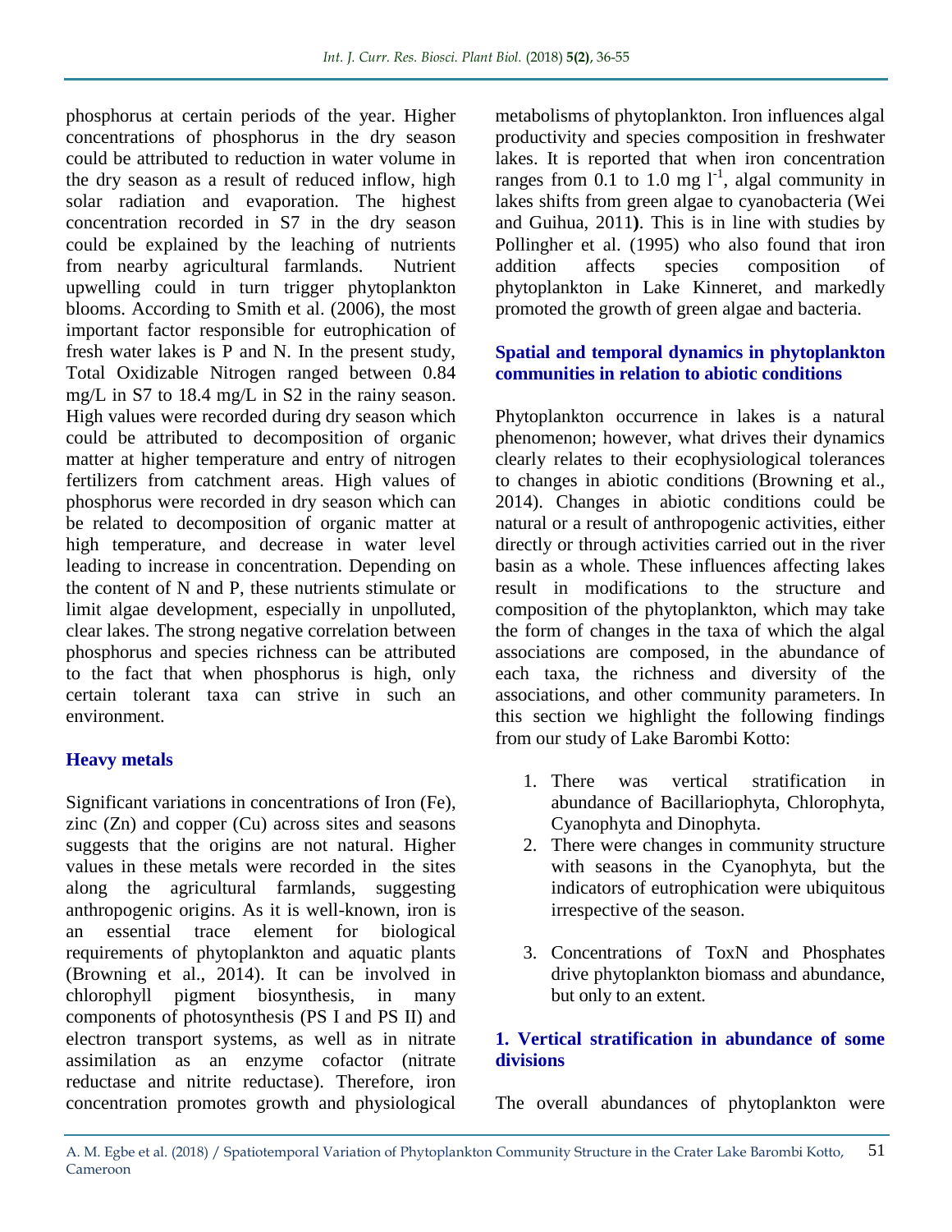phosphorus at certain periods of the year. Higher concentrations of phosphorus in the dry season could be attributed to reduction in water volume in the dry season as a result of reduced inflow, high solar radiation and evaporation. The highest concentration recorded in S7 in the dry season could be explained by the leaching of nutrients from nearby agricultural farmlands. Nutrient upwelling could in turn trigger phytoplankton blooms. According to Smith et al. (2006), the most important factor responsible for eutrophication of fresh water lakes is P and N. In the present study, Total Oxidizable Nitrogen ranged between 0.84 mg/L in S7 to 18.4 mg/L in S2 in the rainy season. High values were recorded during dry season which could be attributed to decomposition of organic matter at higher temperature and entry of nitrogen fertilizers from catchment areas. High values of phosphorus were recorded in dry season which can be related to decomposition of organic matter at high temperature, and decrease in water level leading to increase in concentration. Depending on the content of N and P, these nutrients stimulate or limit algae development, especially in unpolluted, clear lakes. The strong negative correlation between phosphorus and species richness can be attributed to the fact that when phosphorus is high, only certain tolerant taxa can strive in such an environment.

### Heavy metals

Significant variations in concentrations of Iron (Fe), zinc (Zn) and copper (Cu) across sites and seasons suggests that the origins are not natural. Higher values in these metals were recorded in the sites along the agricultural farmlands, suggesting anthropogenic origins. As it is well-known, iron is an essential trace element for biological requirements of phytoplankton and aquatic plants (Browning et al., 2014). It can be involved in chlorophyll pigment biosynthesis, in many components of photosynthesis (PS I and PS II) and electron transport systems, as well as in nitrate assimilation as an enzyme cofactor (nitrate reductase and nitrite reductase). Therefore, iron concentration promotes growth and physiological metabolisms of phytoplankton. Iron influences algal productivity and species composition in freshwater lakes. It is reported that when iron concentration ranges from 0.1 to 1.0 mg $l^{-1}$, algal community in lakes shifts from green algae to cyanobacteria (Wei and Guihua, 2011). This is in line with studies by Pollingher et al. (1995) who also found that iron addition affects species composition of phytoplankton in Lake Kinneret, and markedly promoted the growth of green algae and bacteria.

### Spatial and temporal dynamics in phytoplankton communities in relation to abiotic conditions

Phytoplankton occurrence in lakes is a natural phenomenon; however, what drives their dynamics clearly relates to their ecophysiological tolerances to changes in abiotic conditions (Browning et al., 2014). Changes in abiotic conditions could be natural or a result of anthropogenic activities, either directly or through activities carried out in the river basin as a whole. These influences affecting lakes result in modifications to the structure and composition of the phytoplankton, which may take the form of changes in the taxa of which the algal associations are composed, in the abundance of each taxa, the richness and diversity of the associations, and other community parameters. In this section we highlight the following findings from our study of Lake Barombi Kotto:

1. There was vertical stratification in abundance of Bacillariophyta, Chlorophyta, Cyanophyta and Dinophyta.
2. There were changes in community structure with seasons in the Cyanophyta, but the indicators of eutrophication were ubiquitous irrespective of the season.
3. Concentrations of ToxN and Phosphates drive phytoplankton biomass and abundance, but only to an extent.

### 1. Vertical stratification in abundance of some divisions

The overall abundances of phytoplankton were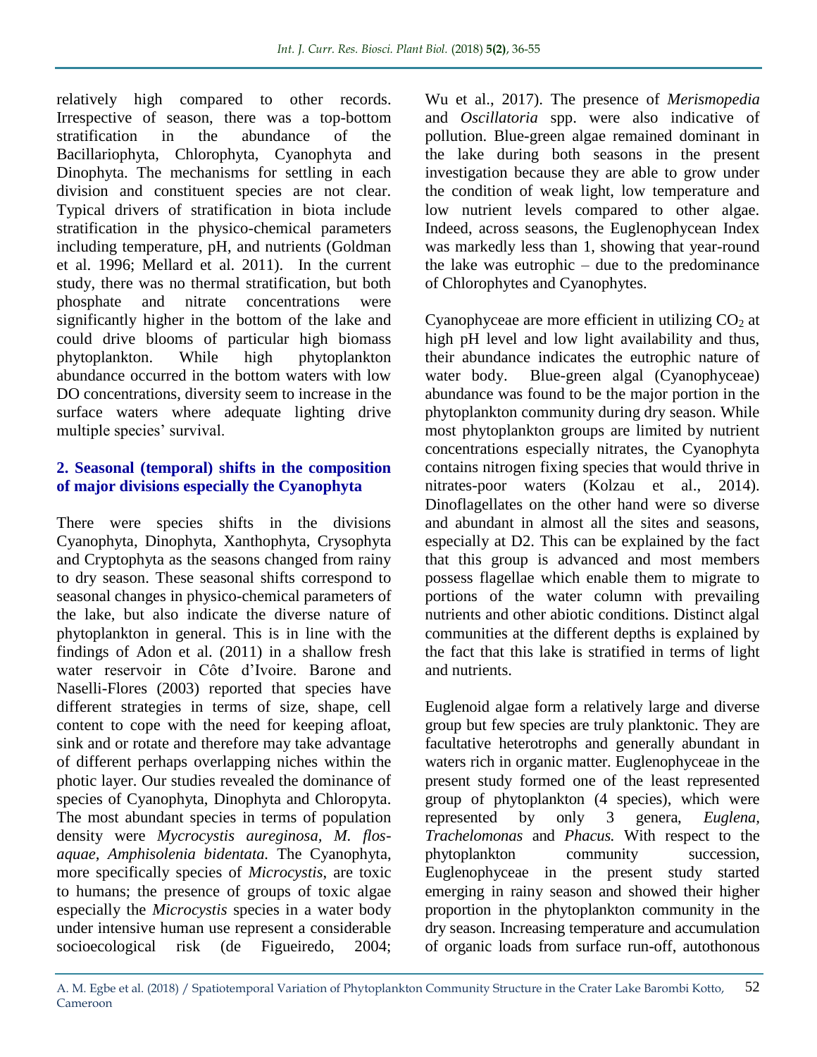relatively high compared to other records. Irrespective of season, there was a top-bottom stratification in the abundance of the Bacillariophyta, Chlorophyta, Cyanophyta and Dinophyta. The mechanisms for settling in each division and constituent species are not clear. Typical drivers of stratification in biota include stratification in the physico-chemical parameters including temperature, pH, and nutrients (Goldman et al. 1996; Mellard et al. 2011). In the current study, there was no thermal stratification, but both phosphate and nitrate concentrations were significantly higher in the bottom of the lake and could drive blooms of particular high biomass phytoplankton. While high phytoplankton abundance occurred in the bottom waters with low DO concentrations, diversity seem to increase in the surface waters where adequate lighting drive multiple species' survival.

### 2. Seasonal (temporal) shifts in the composition of major divisions especially the Cyanophyta

There were species shifts in the divisions Cyanophyta, Dinophyta, Xanthophyta, Crysophyta and Cryptophyta as the seasons changed from rainy to dry season. These seasonal shifts correspond to seasonal changes in physico-chemical parameters of the lake, but also indicate the diverse nature of phytoplankton in general. This is in line with the findings of Adon et al. (2011) in a shallow fresh water reservoir in Côte d'Ivoire. Barone and Naselli-Flores (2003) reported that species have different strategies in terms of size, shape, cell content to cope with the need for keeping afloat, sink and or rotate and therefore may take advantage of different perhaps overlapping niches within the photic layer. Our studies revealed the dominance of species of Cyanophyta, Dinophyta and Chloropyta. The most abundant species in terms of population density were *Mycrocystis aureginosa*, *M. flos-aquae*, *Amphisolenia bidentata.* The Cyanophyta, more specifically species of *Microcystis*, are toxic to humans; the presence of groups of toxic algae especially the *Microcystis* species in a water body under intensive human use represent a considerable socioecological risk (de Figueiredo, 2004; Wu et al., 2017). The presence of *Merismopedia* and *Oscillatoria* spp. were also indicative of pollution. Blue-green algae remained dominant in the lake during both seasons in the present investigation because they are able to grow under the condition of weak light, low temperature and low nutrient levels compared to other algae. Indeed, across seasons, the Euglenophycean Index was markedly less than 1, showing that year-round the lake was eutrophic – due to the predominance of Chlorophytes and Cyanophytes.

Cyanophyceae are more efficient in utilizing $CO_2$ at high pH level and low light availability and thus, their abundance indicates the eutrophic nature of water body. Blue-green algal (Cyanophyceae) abundance was found to be the major portion in the phytoplankton community during dry season. While most phytoplankton groups are limited by nutrient concentrations especially nitrates, the Cyanophyta contains nitrogen fixing species that would thrive in nitrates-poor waters (Kolzau et al., 2014). Dinoflagellates on the other hand were so diverse and abundant in almost all the sites and seasons, especially at D2. This can be explained by the fact that this group is advanced and most members possess flagellae which enable them to migrate to portions of the water column with prevailing nutrients and other abiotic conditions. Distinct algal communities at the different depths is explained by the fact that this lake is stratified in terms of light and nutrients.

Euglenoid algae form a relatively large and diverse group but few species are truly planktonic. They are facultative heterotrophs and generally abundant in waters rich in organic matter. Euglenophyceae in the present study formed one of the least represented group of phytoplankton (4 species), which were represented by only 3 genera, *Euglena, Trachelomonas* and *Phacus.* With respect to the phytoplankton community succession, Euglenophyceae in the present study started emerging in rainy season and showed their higher proportion in the phytoplankton community in the dry season. Increasing temperature and accumulation of organic loads from surface run-off, autothonous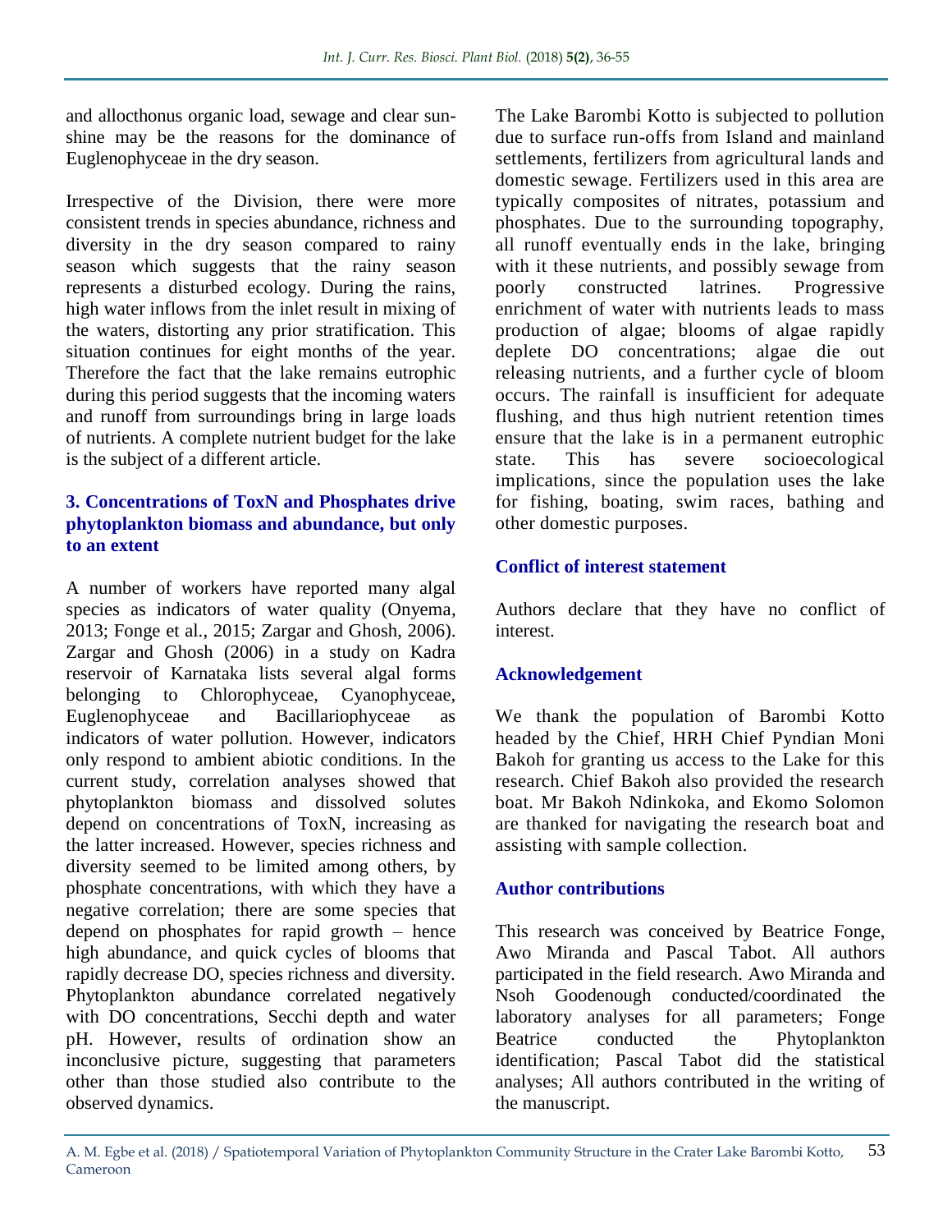and allocthonus organic load, sewage and clear sunshine may be the reasons for the dominance of Euglenophyceae in the dry season.

Irrespective of the Division, there were more consistent trends in species abundance, richness and diversity in the dry season compared to rainy season which suggests that the rainy season represents a disturbed ecology. During the rains, high water inflows from the inlet result in mixing of the waters, distorting any prior stratification. This situation continues for eight months of the year. Therefore the fact that the lake remains eutrophic during this period suggests that the incoming waters and runoff from surroundings bring in large loads of nutrients. A complete nutrient budget for the lake is the subject of a different article.

### 3. Concentrations of ToxN and Phosphates drive phytoplankton biomass and abundance, but only to an extent

A number of workers have reported many algal species as indicators of water quality (Onyema, 2013; Fonge et al., 2015; Zargar and Ghosh, 2006). Zargar and Ghosh (2006) in a study on Kadra reservoir of Karnataka lists several algal forms belonging to Chlorophyceae, Cyanophyceae, Euglenophyceae and Bacillariophyceae as indicators of water pollution. However, indicators only respond to ambient abiotic conditions. In the current study, correlation analyses showed that phytoplankton biomass and dissolved solutes depend on concentrations of ToxN, increasing as the latter increased. However, species richness and diversity seemed to be limited among others, by phosphate concentrations, with which they have a negative correlation; there are some species that depend on phosphates for rapid growth – hence high abundance, and quick cycles of blooms that rapidly decrease DO, species richness and diversity. Phytoplankton abundance correlated negatively with DO concentrations, Secchi depth and water pH. However, results of ordination show an inconclusive picture, suggesting that parameters other than those studied also contribute to the observed dynamics.

The Lake Barombi Kotto is subjected to pollution due to surface run-offs from Island and mainland settlements, fertilizers from agricultural lands and domestic sewage. Fertilizers used in this area are typically composites of nitrates, potassium and phosphates. Due to the surrounding topography, all runoff eventually ends in the lake, bringing with it these nutrients, and possibly sewage from poorly constructed latrines. Progressive enrichment of water with nutrients leads to mass production of algae; blooms of algae rapidly deplete DO concentrations; algae die out releasing nutrients, and a further cycle of bloom occurs. The rainfall is insufficient for adequate flushing, and thus high nutrient retention times ensure that the lake is in a permanent eutrophic state. This has severe socioecological implications, since the population uses the lake for fishing, boating, swim races, bathing and other domestic purposes.

## Conflict of interest statement

Authors declare that they have no conflict of interest.

## Acknowledgement

We thank the population of Barombi Kotto headed by the Chief, HRH Chief Pyndian Moni Bakoh for granting us access to the Lake for this research. Chief Bakoh also provided the research boat. Mr Bakoh Ndinkoka, and Ekomo Solomon are thanked for navigating the research boat and assisting with sample collection.

## Author contributions

This research was conceived by Beatrice Fonge, Awo Miranda and Pascal Tabot. All authors participated in the field research. Awo Miranda and Nsoh Goodenough conducted/coordinated the laboratory analyses for all parameters; Fonge Beatrice conducted the Phytoplankton identification; Pascal Tabot did the statistical analyses; All authors contributed in the writing of the manuscript.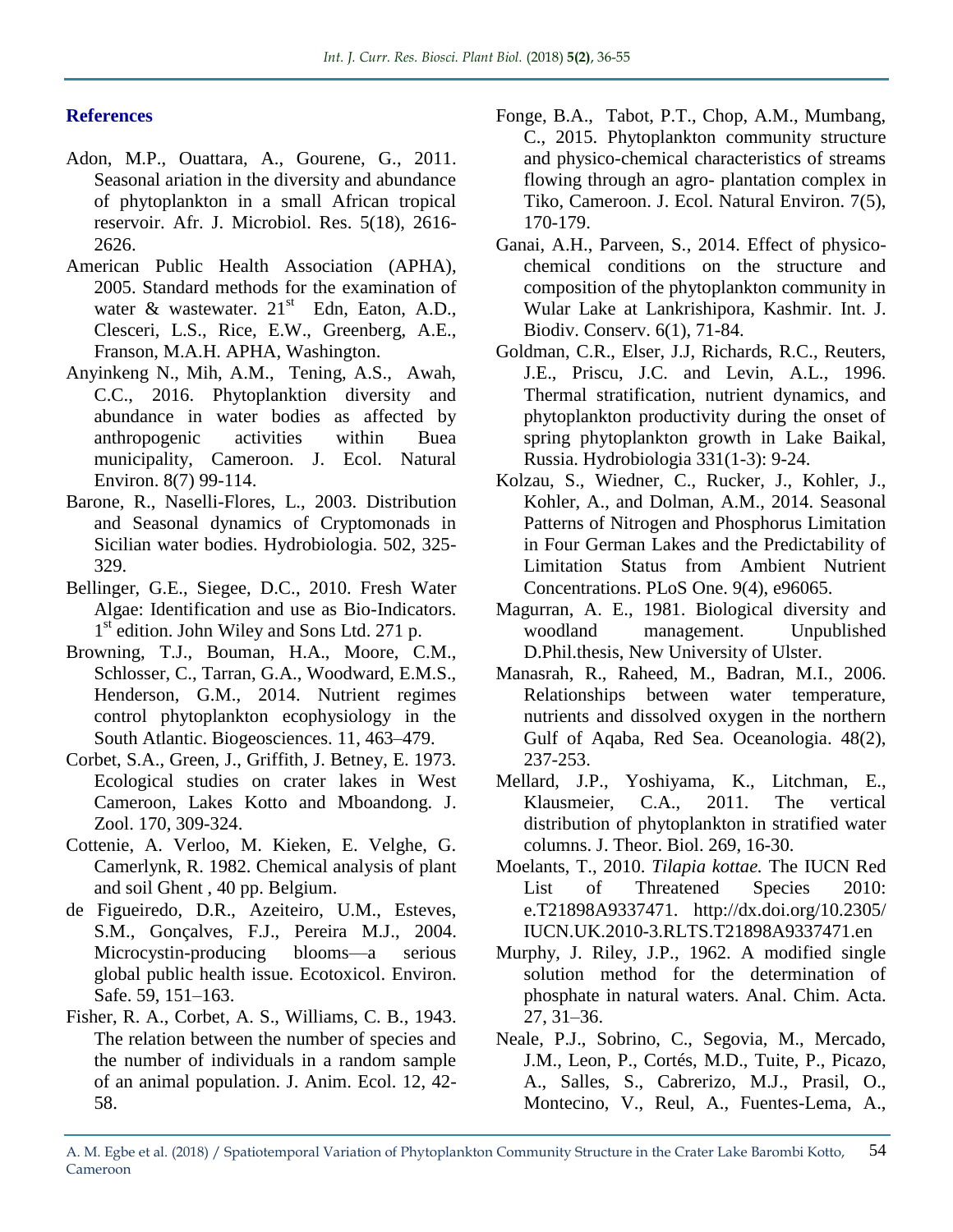## References

Adon, M.P., Ouattara, A., Gourene, G., 2011. Seasonal ariation in the diversity and abundance of phytoplankton in a small African tropical reservoir. Afr. J. Microbiol. Res. 5(18), 2616-2626.

American Public Health Association (APHA), 2005. Standard methods for the examination of water & wastewater. 21st Edn, Eaton, A.D., Clesceri, L.S., Rice, E.W., Greenberg, A.E., Franson, M.A.H. APHA, Washington.

Anyinkeng N., Mih, A.M., Tening, A.S., Awah, C.C., 2016. Phytoplanktion diversity and abundance in water bodies as affected by anthropogenic activities within Buea municipality, Cameroon. J. Ecol. Natural Environ. 8(7) 99-114.

Barone, R., Naselli-Flores, L., 2003. Distribution and Seasonal dynamics of Cryptomonads in Sicilian water bodies. Hydrobiologia. 502, 325-329.

Bellinger, G.E., Siegee, D.C., 2010. Fresh Water Algae: Identification and use as Bio-Indicators. 1st edition. John Wiley and Sons Ltd. 271 p.

Browning, T.J., Bouman, H.A., Moore, C.M., Schlosser, C., Tarran, G.A., Woodward, E.M.S., Henderson, G.M., 2014. Nutrient regimes control phytoplankton ecophysiology in the South Atlantic. Biogeosciences. 11, 463–479.

Corbet, S.A., Green, J., Griffith, J. Betney, E. 1973. Ecological studies on crater lakes in West Cameroon, Lakes Kotto and Mboandong. J. Zool. 170, 309-324.

Cottenie, A. Verloo, M. Kieken, E. Velghe, G. Camerlynk, R. 1982. Chemical analysis of plant and soil Ghent , 40 pp. Belgium.

de Figueiredo, D.R., Azeiteiro, U.M., Esteves, S.M., Gonçalves, F.J., Pereira M.J., 2004. Microcystin-producing blooms—a serious global public health issue. Ecotoxicol. Environ. Safe. 59, 151–163.

Fisher, R. A., Corbet, A. S., Williams, C. B., 1943. The relation between the number of species and the number of individuals in a random sample of an animal population. J. Anim. Ecol. 12, 42-58.

Fonge, B.A., Tabot, P.T., Chop, A.M., Mumbang, C., 2015. Phytoplankton community structure and physico-chemical characteristics of streams flowing through an agro- plantation complex in Tiko, Cameroon. J. Ecol. Natural Environ. 7(5), 170-179.

Ganai, A.H., Parveen, S., 2014. Effect of physico-chemical conditions on the structure and composition of the phytoplankton community in Wular Lake at Lankrishipora, Kashmir. Int. J. Biodiv. Conserv. 6(1), 71-84.

Goldman, C.R., Elser, J.J, Richards, R.C., Reuters, J.E., Priscu, J.C. and Levin, A.L., 1996. Thermal stratification, nutrient dynamics, and phytoplankton productivity during the onset of spring phytoplankton growth in Lake Baikal, Russia. Hydrobiologia 331(1-3): 9-24.

Kolzau, S., Wiedner, C., Rucker, J., Kohler, J., Kohler, A., and Dolman, A.M., 2014. Seasonal Patterns of Nitrogen and Phosphorus Limitation in Four German Lakes and the Predictability of Limitation Status from Ambient Nutrient Concentrations. PLoS One. 9(4), e96065.

Magurran, A. E., 1981. Biological diversity and woodland management. Unpublished D.Phil.thesis, New University of Ulster.

Manasrah, R., Raheed, M., Badran, M.I., 2006. Relationships between water temperature, nutrients and dissolved oxygen in the northern Gulf of Aqaba, Red Sea. Oceanologia. 48(2), 237-253.

Mellard, J.P., Yoshiyama, K., Litchman, E., Klausmeier, C.A., 2011. The vertical distribution of phytoplankton in stratified water columns. J. Theor. Biol. 269, 16-30.

Moelants, T., 2010. *Tilapia kottae.* The IUCN Red List of Threatened Species 2010: e.T21898A9337471. http://dx.doi.org/10.2305/IUCN.UK.2010-3.RLTS.T21898A9337471.en

Murphy, J. Riley, J.P., 1962. A modified single solution method for the determination of phosphate in natural waters. Anal. Chim. Acta. 27, 31–36.

Neale, P.J., Sobrino, C., Segovia, M., Mercado, J.M., Leon, P., Cortés, M.D., Tuite, P., Picazo, A., Salles, S., Cabrerizo, M.J., Prasil, O., Montecino, V., Reul, A., Fuentes-Lema, A.,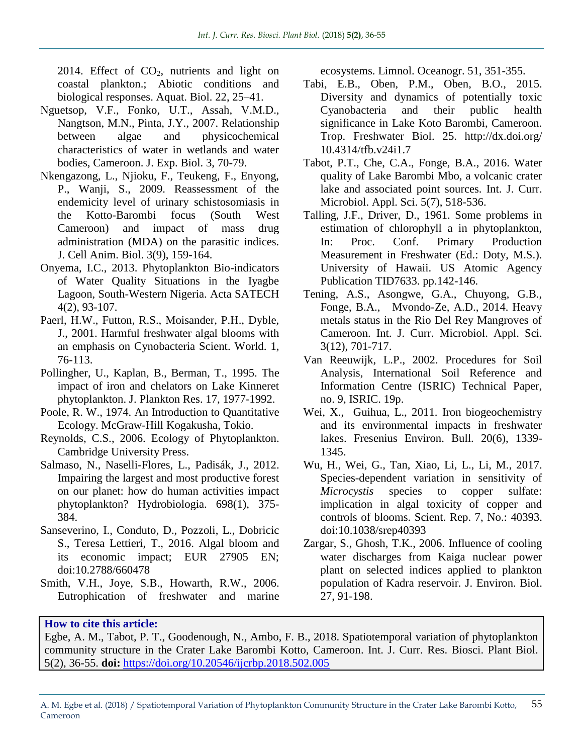2014. Effect of $CO_2$, nutrients and light on coastal plankton.; Abiotic conditions and biological responses. Aquat. Biol. 22, 25–41.

Nguetsop, V.F., Fonko, U.T., Assah, V.M.D., Nangtson, M.N., Pinta, J.Y., 2007. Relationship between algae and physicochemical characteristics of water in wetlands and water bodies, Cameroon. J. Exp. Biol. 3, 70-79.

Nkengazong, L., Njioku, F., Teukeng, F., Enyong, P., Wanji, S., 2009. Reassessment of the endemicity level of urinary schistosomiasis in the Kotto-Barombi focus (South West Cameroon) and impact of mass drug administration (MDA) on the parasitic indices. J. Cell Anim. Biol. 3(9), 159-164.

Onyema, I.C., 2013. Phytoplankton Bio-indicators of Water Quality Situations in the Iyagbe Lagoon, South-Western Nigeria. Acta SATECH 4(2), 93-107.

Paerl, H.W., Futton, R.S., Moisander, P.H., Dyble, J., 2001. Harmful freshwater algal blooms with an emphasis on Cynobacteria Scient. World. 1, 76-113.

Pollingher, U., Kaplan, B., Berman, T., 1995. The impact of iron and chelators on Lake Kinneret phytoplankton. J. Plankton Res. 17, 1977-1992.

Poole, R. W., 1974. An Introduction to Quantitative Ecology. McGraw-Hill Kogakusha, Tokio.

Reynolds, C.S., 2006. Ecology of Phytoplankton. Cambridge University Press.

Salmaso, N., Naselli-Flores, L., Padisák, J., 2012. Impairing the largest and most productive forest on our planet: how do human activities impact phytoplankton? Hydrobiologia. 698(1), 375-384.

Sanseverino, I., Conduto, D., Pozzoli, L., Dobricic S., Teresa Lettieri, T., 2016. Algal bloom and its economic impact; EUR 27905 EN; doi:10.2788/660478

Smith, V.H., Joye, S.B., Howarth, R.W., 2006. Eutrophication of freshwater and marine ecosystems. Limnol. Oceanogr. 51, 351-355.

Tabi, E.B., Oben, P.M., Oben, B.O., 2015. Diversity and dynamics of potentially toxic Cyanobacteria and their public health significance in Lake Koto Barombi, Cameroon. Trop. Freshwater Biol. 25. http://dx.doi.org/10.4314/tfb.v24i1.7

Tabot, P.T., Che, C.A., Fonge, B.A., 2016. Water quality of Lake Barombi Mbo, a volcanic crater lake and associated point sources. Int. J. Curr. Microbiol. Appl. Sci. 5(7), 518-536.

Talling, J.F., Driver, D., 1961. Some problems in estimation of chlorophyll a in phytoplankton, In: Proc. Conf. Primary Production Measurement in Freshwater (Ed.: Doty, M.S.). University of Hawaii. US Atomic Agency Publication TID7633. pp.142-146.

Tening, A.S., Asongwe, G.A., Chuyong, G.B., Fonge, B.A., Mvondo-Ze, A.D., 2014. Heavy metals status in the Rio Del Rey Mangroves of Cameroon. Int. J. Curr. Microbiol. Appl. Sci. 3(12), 701-717.

Van Reeuwijk, L.P., 2002. Procedures for Soil Analysis, International Soil Reference and Information Centre (ISRIC) Technical Paper, no. 9, ISRIC. 19p.

Wei, X., Guihua, L., 2011. Iron biogeochemistry and its environmental impacts in freshwater lakes. Fresenius Environ. Bull. 20(6), 1339-1345.

Wu, H., Wei, G., Tan, Xiao, Li, L., Li, M., 2017. Species-dependent variation in sensitivity of *Microcystis* species to copper sulfate: implication in algal toxicity of copper and controls of blooms. Scient. Rep. 7, No.: 40393. doi:10.1038/srep40393

Zargar, S., Ghosh, T.K., 2006. Influence of cooling water discharges from Kaiga nuclear power plant on selected indices applied to plankton population of Kadra reservoir. J. Environ. Biol. 27, 91-198.

**How to cite this article:**

Egbe, A. M., Tabot, P. T., Goodenough, N., Ambo, F. B., 2018. Spatiotemporal variation of phytoplankton community structure in the Crater Lake Barombi Kotto, Cameroon. Int. J. Curr. Res. Biosci. Plant Biol. 5(2), 36-55. **doi:** https://doi.org/10.20546/ijcrbp.2018.502.005